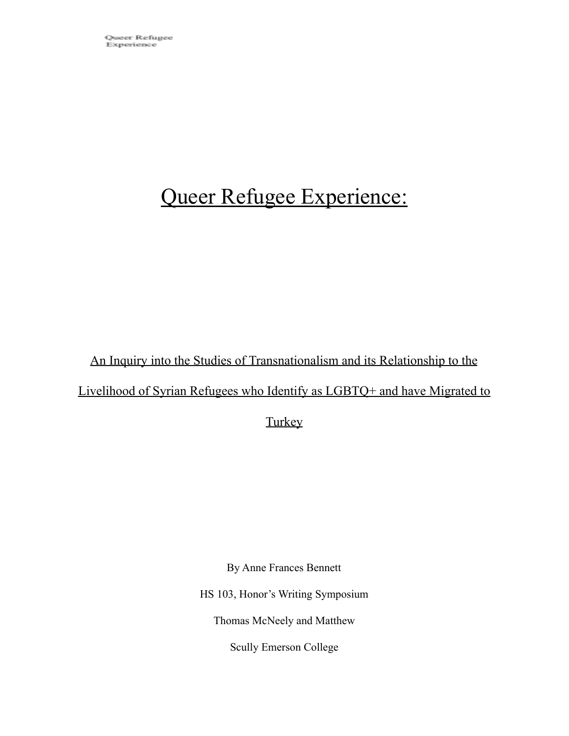# Queer Refugee Experience:

An Inquiry into the Studies of Transnationalism and its Relationship to the Livelihood of Syrian Refugees who Identify as LGBTQ+ and have Migrated to Turkey

By Anne Frances Bennett

HS 103, Honor's Writing Symposium

Thomas McNeely and Matthew

Scully Emerson College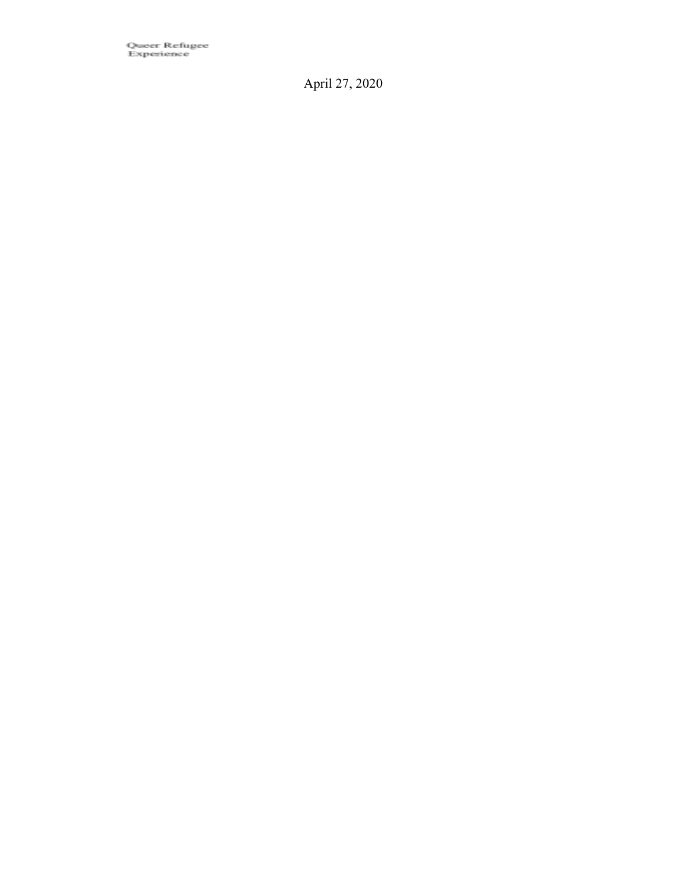April 27, 2020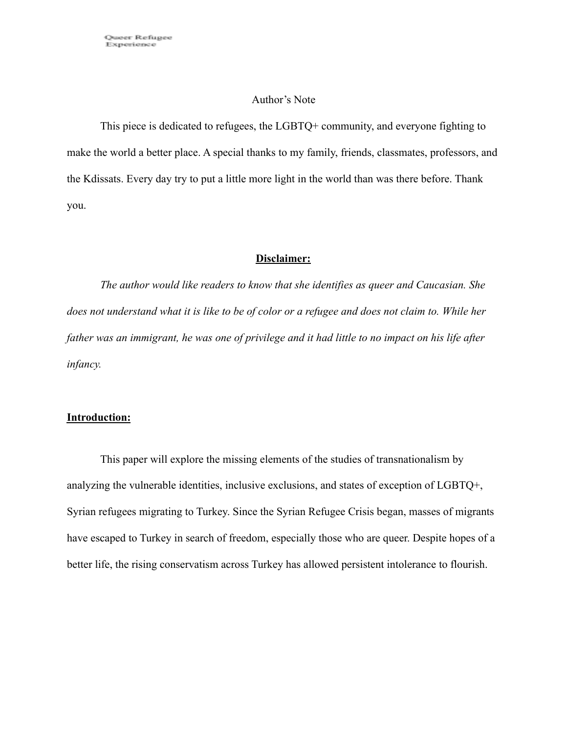## Author's Note

This piece is dedicated to refugees, the LGBTQ+ community, and everyone fighting to make the world a better place. A special thanks to my family, friends, classmates, professors, and the Kdissats. Every day try to put a little more light in the world than was there before. Thank you.

## **Disclaimer:**

*The author would like readers to know that she identifies as queer and Caucasian. She does not understand what it is like to be of color or a refugee and does not claim to. While her father was an immigrant, he was one of privilege and it had little to no impact on his life after infancy.*

## **Introduction:**

This paper will explore the missing elements of the studies of transnationalism by analyzing the vulnerable identities, inclusive exclusions, and states of exception of LGBTQ+, Syrian refugees migrating to Turkey. Since the Syrian Refugee Crisis began, masses of migrants have escaped to Turkey in search of freedom, especially those who are queer. Despite hopes of a better life, the rising conservatism across Turkey has allowed persistent intolerance to flourish.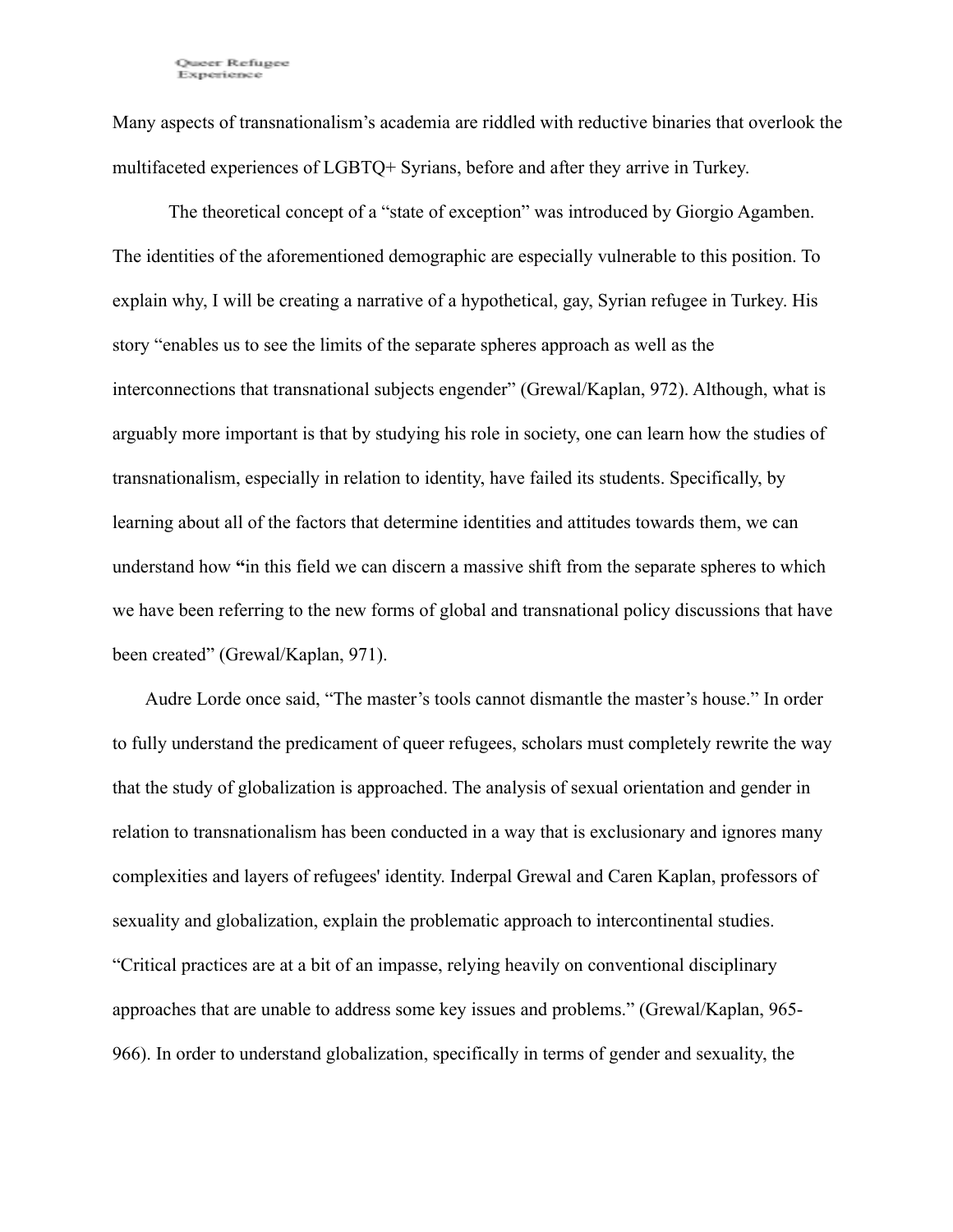Many aspects of transnationalism's academia are riddled with reductive binaries that overlook the multifaceted experiences of LGBTQ+ Syrians, before and after they arrive in Turkey.

The theoretical concept of a "state of exception" was introduced by Giorgio Agamben. The identities of the aforementioned demographic are especially vulnerable to this position. To explain why, I will be creating a narrative of a hypothetical, gay, Syrian refugee in Turkey. His story "enables us to see the limits of the separate spheres approach as well as the interconnections that transnational subjects engender" (Grewal/Kaplan, 972). Although, what is arguably more important is that by studying his role in society, one can learn how the studies of transnationalism, especially in relation to identity, have failed its students. Specifically, by learning about all of the factors that determine identities and attitudes towards them, we can understand how **"**in this field we can discern a massive shift from the separate spheres to which we have been referring to the new forms of global and transnational policy discussions that have been created" (Grewal/Kaplan, 971).

Audre Lorde once said, "The master's tools cannot dismantle the master's house." In order to fully understand the predicament of queer refugees, scholars must completely rewrite the way that the study of globalization is approached. The analysis of sexual orientation and gender in relation to transnationalism has been conducted in a way that is exclusionary and ignores many complexities and layers of refugees' identity. Inderpal Grewal and Caren Kaplan, professors of sexuality and globalization, explain the problematic approach to intercontinental studies. "Critical practices are at a bit of an impasse, relying heavily on conventional disciplinary approaches that are unable to address some key issues and problems." (Grewal/Kaplan, 965-966). In order to understand globalization, specifically in terms of gender and sexuality, the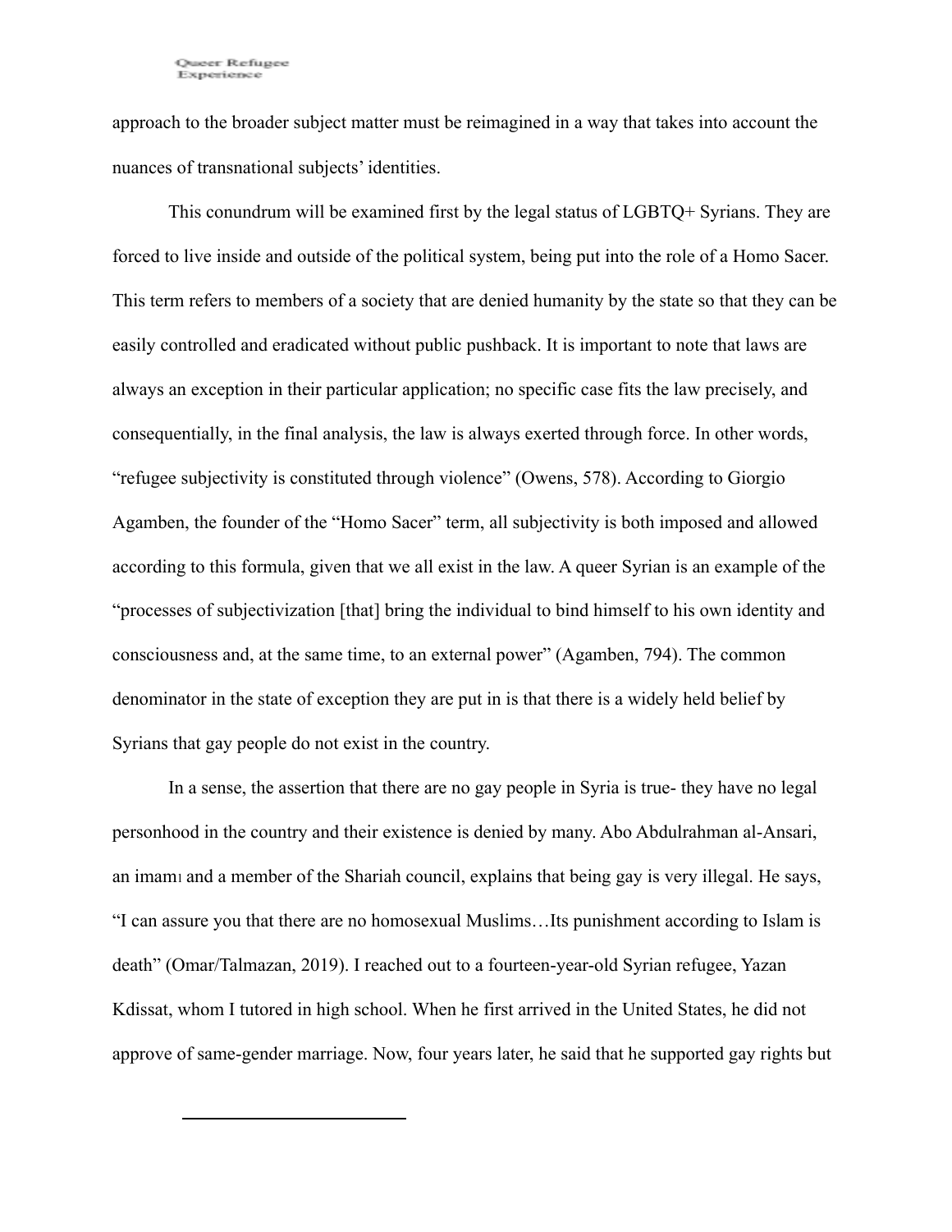approach to the broader subject matter must be reimagined in a way that takes into account the nuances of transnational subjects' identities.

This conundrum will be examined first by the legal status of LGBTQ+ Syrians. They are forced to live inside and outside of the political system, being put into the role of a Homo Sacer. This term refers to members of a society that are denied humanity by the state so that they can be easily controlled and eradicated without public pushback. It is important to note that laws are always an exception in their particular application; no specific case fits the law precisely, and consequentially, in the final analysis, the law is always exerted through force. In other words, "refugee subjectivity is constituted through violence" (Owens, 578). According to Giorgio Agamben, the founder of the "Homo Sacer" term, all subjectivity is both imposed and allowed according to this formula, given that we all exist in the law. A queer Syrian is an example of the "processes of subjectivization [that] bring the individual to bind himself to his own identity and consciousness and, at the same time, to an external power" (Agamben, 794). The common denominator in the state of exception they are put in is that there is a widely held belief by Syrians that gay people do not exist in the country.

In a sense, the assertion that there are no gay people in Syria is true- they have no legal personhood in the country and their existence is denied by many. Abo Abdulrahman al-Ansari, an imam[1] and a member of the Shariah council, explains that being gay is very illegal. He says, "I can assure you that there are no homosexual Muslims…Its punishment according to Islam is death" (Omar/Talmazan, 2019). I reached out to a fourteen-year-old Syrian refugee, Yazan Kdissat, whom I tutored in high school. When he first arrived in the United States, he did not approve of same-gender marriage. Now, four years later, he said that he supported gay rights but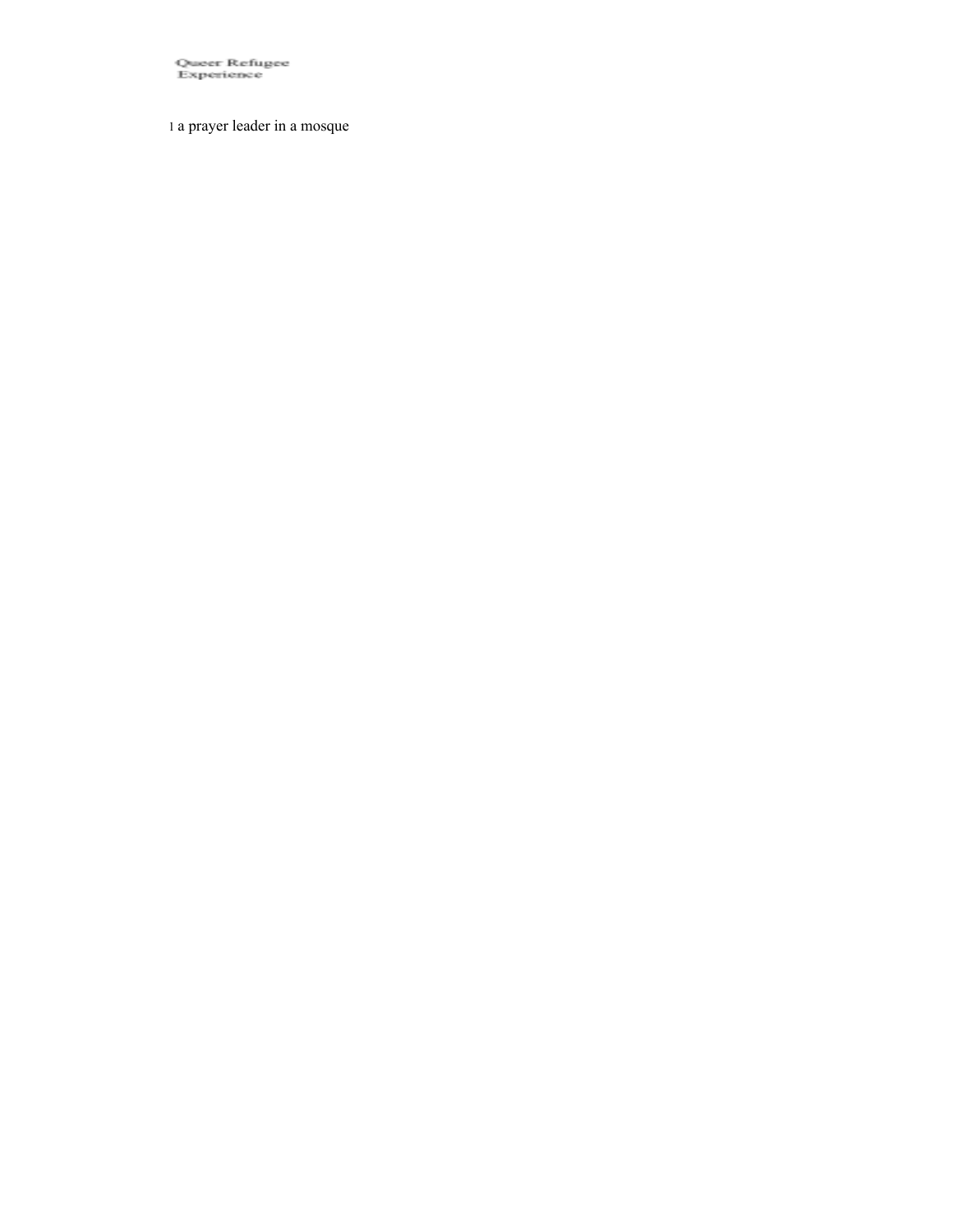l a prayer leader in a mosque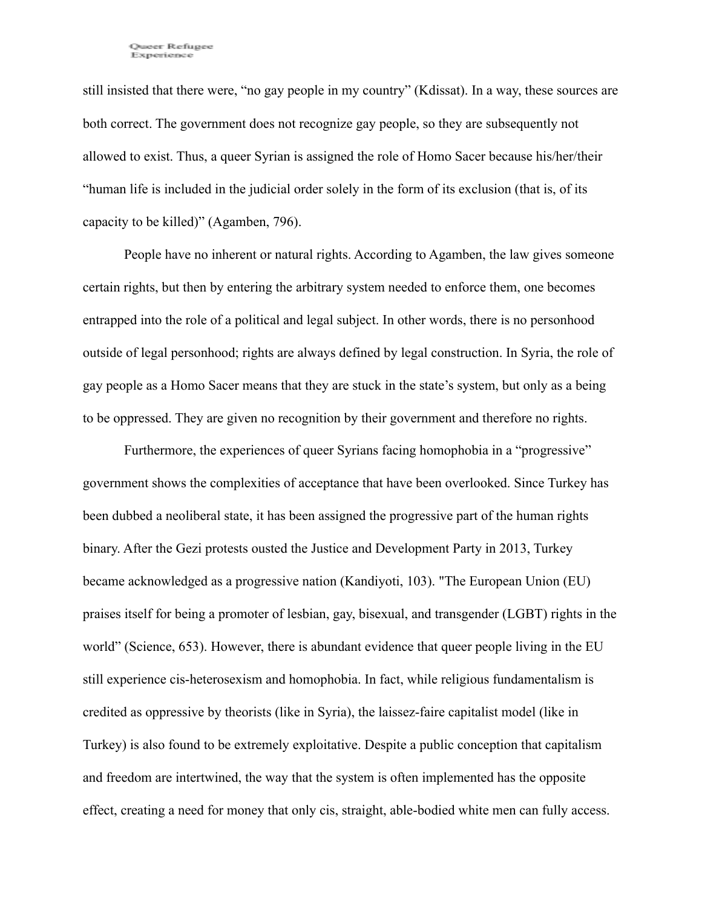still insisted that there were, "no gay people in my country" (Kdissat). In a way, these sources are both correct. The government does not recognize gay people, so they are subsequently not allowed to exist. Thus, a queer Syrian is assigned the role of Homo Sacer because his/her/their "human life is included in the judicial order solely in the form of its exclusion (that is, of its capacity to be killed)" (Agamben, 796).

People have no inherent or natural rights. According to Agamben, the law gives someone certain rights, but then by entering the arbitrary system needed to enforce them, one becomes entrapped into the role of a political and legal subject. In other words, there is no personhood outside of legal personhood; rights are always defined by legal construction. In Syria, the role of gay people as a Homo Sacer means that they are stuck in the state's system, but only as a being to be oppressed. They are given no recognition by their government and therefore no rights.

Furthermore, the experiences of queer Syrians facing homophobia in a "progressive" government shows the complexities of acceptance that have been overlooked. Since Turkey has been dubbed a neoliberal state, it has been assigned the progressive part of the human rights binary. After the Gezi protests ousted the Justice and Development Party in 2013, Turkey became acknowledged as a progressive nation (Kandiyoti, 103). "The European Union (EU) praises itself for being a promoter of lesbian, gay, bisexual, and transgender (LGBT) rights in the world" (Science, 653). However, there is abundant evidence that queer people living in the EU still experience cis-heterosexism and homophobia. In fact, while religious fundamentalism is credited as oppressive by theorists (like in Syria), the laissez-faire capitalist model (like in Turkey) is also found to be extremely exploitative. Despite a public conception that capitalism and freedom are intertwined, the way that the system is often implemented has the opposite effect, creating a need for money that only cis, straight, able-bodied white men can fully access.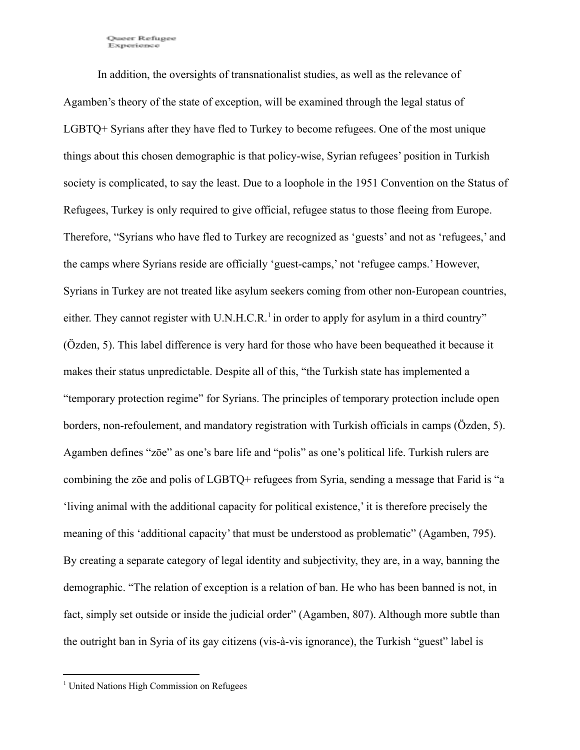In addition, the oversights of transnationalist studies, as well as the relevance of Agamben's theory of the state of exception, will be examined through the legal status of LGBTQ+ Syrians after they have fled to Turkey to become refugees. One of the most unique things about this chosen demographic is that policy-wise, Syrian refugees' position in Turkish society is complicated, to say the least. Due to a loophole in the 1951 Convention on the Status of Refugees, Turkey is only required to give official, refugee status to those fleeing from Europe. Therefore, "Syrians who have fled to Turkey are recognized as 'guests' and not as 'refugees,' and the camps where Syrians reside are officially 'guest-camps,' not 'refugee camps.' However, Syrians in Turkey are not treated like asylum seekers coming from other non-European countries, either. They cannot register with U.N.H.C.R.[1] in order to apply for asylum in a third country" (Özden, 5). This label difference is very hard for those who have been bequeathed it because it makes their status unpredictable. Despite all of this, "the Turkish state has implemented a "temporary protection regime" for Syrians. The principles of temporary protection include open borders, non-refoulement, and mandatory registration with Turkish officials in camps (Özden, 5). Agamben defines "zōe" as one's bare life and "polis" as one's political life. Turkish rulers are combining the zōe and polis of LGBTQ+ refugees from Syria, sending a message that Farid is "a 'living animal with the additional capacity for political existence,' it is therefore precisely the meaning of this 'additional capacity' that must be understood as problematic" (Agamben, 795). By creating a separate category of legal identity and subjectivity, they are, in a way, banning the demographic. "The relation of exception is a relation of ban. He who has been banned is not, in fact, simply set outside or inside the judicial order" (Agamben, 807). Although more subtle than the outright ban in Syria of its gay citizens (vis-à-vis ignorance), the Turkish "guest" label is

[1] United Nations High Commission on Refugees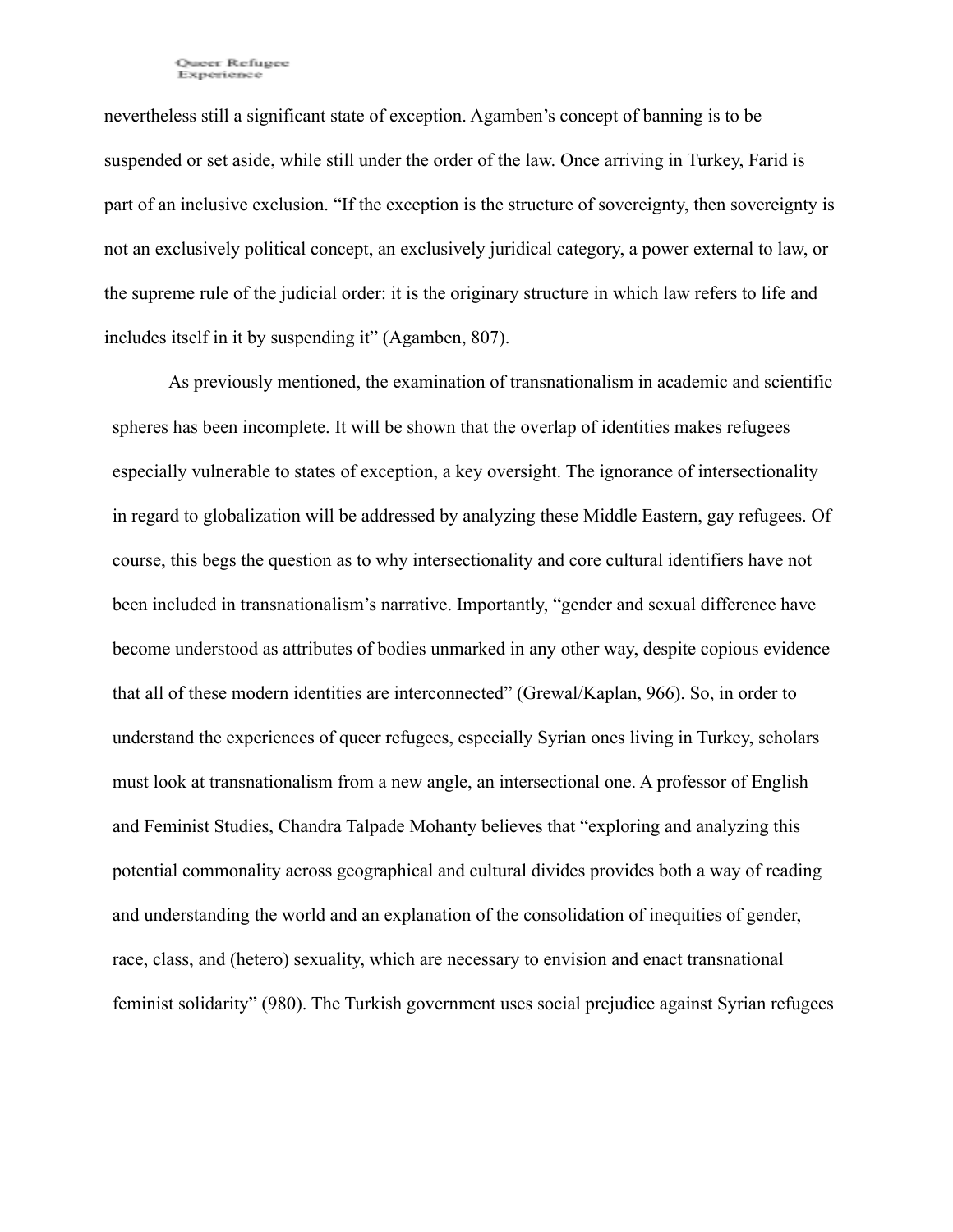nevertheless still a significant state of exception. Agamben's concept of banning is to be suspended or set aside, while still under the order of the law. Once arriving in Turkey, Farid is part of an inclusive exclusion. "If the exception is the structure of sovereignty, then sovereignty is not an exclusively political concept, an exclusively juridical category, a power external to law, or the supreme rule of the judicial order: it is the originary structure in which law refers to life and includes itself in it by suspending it" (Agamben, 807).

As previously mentioned, the examination of transnationalism in academic and scientific spheres has been incomplete. It will be shown that the overlap of identities makes refugees especially vulnerable to states of exception, a key oversight. The ignorance of intersectionality in regard to globalization will be addressed by analyzing these Middle Eastern, gay refugees. Of course, this begs the question as to why intersectionality and core cultural identifiers have not been included in transnationalism's narrative. Importantly, "gender and sexual difference have become understood as attributes of bodies unmarked in any other way, despite copious evidence that all of these modern identities are interconnected" (Grewal/Kaplan, 966). So, in order to understand the experiences of queer refugees, especially Syrian ones living in Turkey, scholars must look at transnationalism from a new angle, an intersectional one. A professor of English and Feminist Studies, Chandra Talpade Mohanty believes that "exploring and analyzing this potential commonality across geographical and cultural divides provides both a way of reading and understanding the world and an explanation of the consolidation of inequities of gender, race, class, and (hetero) sexuality, which are necessary to envision and enact transnational feminist solidarity" (980). The Turkish government uses social prejudice against Syrian refugees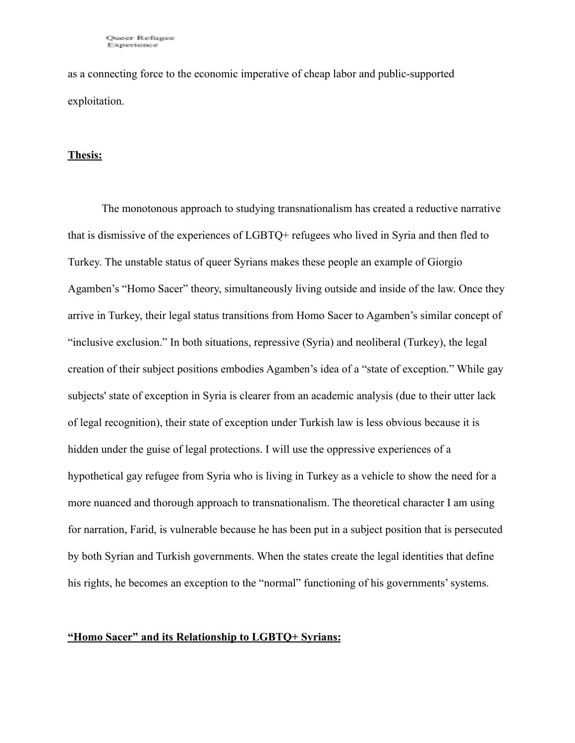as a connecting force to the economic imperative of cheap labor and public-supported exploitation.

**Thesis:**

The monotonous approach to studying transnationalism has created a reductive narrative that is dismissive of the experiences of LGBTQ+ refugees who lived in Syria and then fled to Turkey. The unstable status of queer Syrians makes these people an example of Giorgio Agamben's "Homo Sacer" theory, simultaneously living outside and inside of the law. Once they arrive in Turkey, their legal status transitions from Homo Sacer to Agamben's similar concept of "inclusive exclusion." In both situations, repressive (Syria) and neoliberal (Turkey), the legal creation of their subject positions embodies Agamben's idea of a "state of exception." While gay subjects' state of exception in Syria is clearer from an academic analysis (due to their utter lack of legal recognition), their state of exception under Turkish law is less obvious because it is hidden under the guise of legal protections. I will use the oppressive experiences of a hypothetical gay refugee from Syria who is living in Turkey as a vehicle to show the need for a more nuanced and thorough approach to transnationalism. The theoretical character I am using for narration, Farid, is vulnerable because he has been put in a subject position that is persecuted by both Syrian and Turkish governments. When the states create the legal identities that define his rights, he becomes an exception to the "normal" functioning of his governments' systems.

**"Homo Sacer" and its Relationship to LGBTQ+ Syrians:**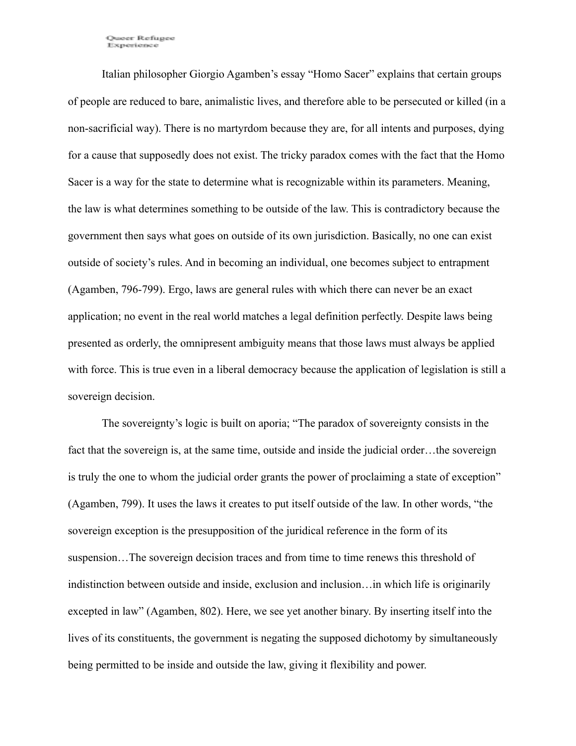Italian philosopher Giorgio Agamben's essay "Homo Sacer" explains that certain groups of people are reduced to bare, animalistic lives, and therefore able to be persecuted or killed (in a non-sacrificial way). There is no martyrdom because they are, for all intents and purposes, dying for a cause that supposedly does not exist. The tricky paradox comes with the fact that the Homo Sacer is a way for the state to determine what is recognizable within its parameters. Meaning, the law is what determines something to be outside of the law. This is contradictory because the government then says what goes on outside of its own jurisdiction. Basically, no one can exist outside of society's rules. And in becoming an individual, one becomes subject to entrapment (Agamben, 796-799). Ergo, laws are general rules with which there can never be an exact application; no event in the real world matches a legal definition perfectly. Despite laws being presented as orderly, the omnipresent ambiguity means that those laws must always be applied with force. This is true even in a liberal democracy because the application of legislation is still a sovereign decision.

The sovereignty's logic is built on aporia; "The paradox of sovereignty consists in the fact that the sovereign is, at the same time, outside and inside the judicial order…the sovereign is truly the one to whom the judicial order grants the power of proclaiming a state of exception" (Agamben, 799). It uses the laws it creates to put itself outside of the law. In other words, "the sovereign exception is the presupposition of the juridical reference in the form of its suspension…The sovereign decision traces and from time to time renews this threshold of indistinction between outside and inside, exclusion and inclusion…in which life is originarily excepted in law" (Agamben, 802). Here, we see yet another binary. By inserting itself into the lives of its constituents, the government is negating the supposed dichotomy by simultaneously being permitted to be inside and outside the law, giving it flexibility and power.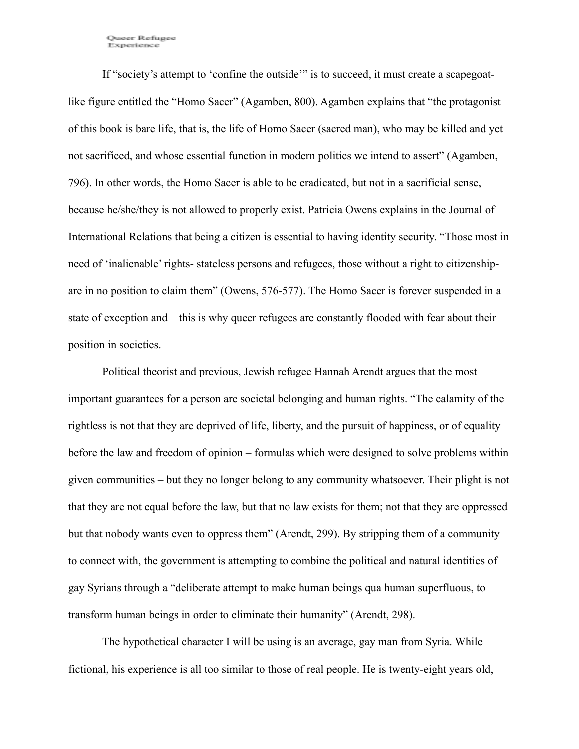If "society's attempt to 'confine the outside'" is to succeed, it must create a scapegoat-like figure entitled the "Homo Sacer" (Agamben, 800). Agamben explains that "the protagonist of this book is bare life, that is, the life of Homo Sacer (sacred man), who may be killed and yet not sacrificed, and whose essential function in modern politics we intend to assert" (Agamben, 796). In other words, the Homo Sacer is able to be eradicated, but not in a sacrificial sense, because he/she/they is not allowed to properly exist. Patricia Owens explains in the Journal of International Relations that being a citizen is essential to having identity security. "Those most in need of 'inalienable' rights- stateless persons and refugees, those without a right to citizenship- are in no position to claim them" (Owens, 576-577). The Homo Sacer is forever suspended in a state of exception and this is why queer refugees are constantly flooded with fear about their position in societies.

Political theorist and previous, Jewish refugee Hannah Arendt argues that the most important guarantees for a person are societal belonging and human rights. "The calamity of the rightless is not that they are deprived of life, liberty, and the pursuit of happiness, or of equality before the law and freedom of opinion – formulas which were designed to solve problems within given communities – but they no longer belong to any community whatsoever. Their plight is not that they are not equal before the law, but that no law exists for them; not that they are oppressed but that nobody wants even to oppress them" (Arendt, 299). By stripping them of a community to connect with, the government is attempting to combine the political and natural identities of gay Syrians through a "deliberate attempt to make human beings qua human superfluous, to transform human beings in order to eliminate their humanity" (Arendt, 298).

The hypothetical character I will be using is an average, gay man from Syria. While fictional, his experience is all too similar to those of real people. He is twenty-eight years old,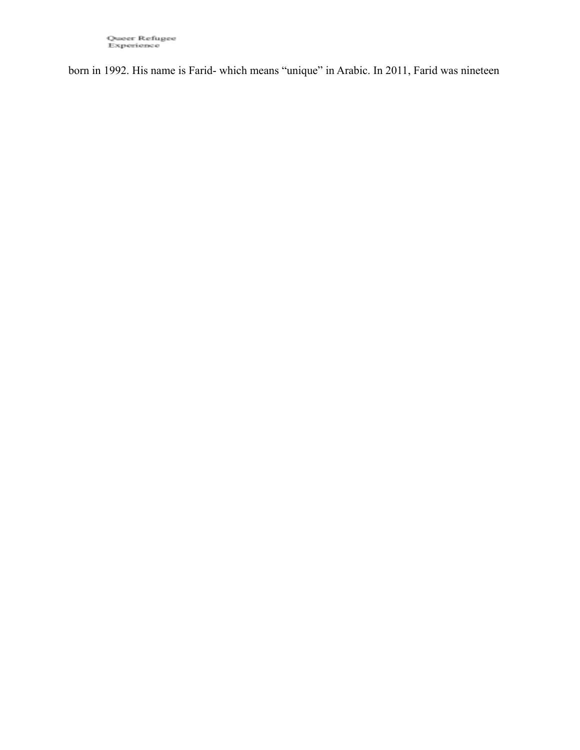born in 1992. His name is Farid- which means "unique" in Arabic. In 2011, Farid was nineteen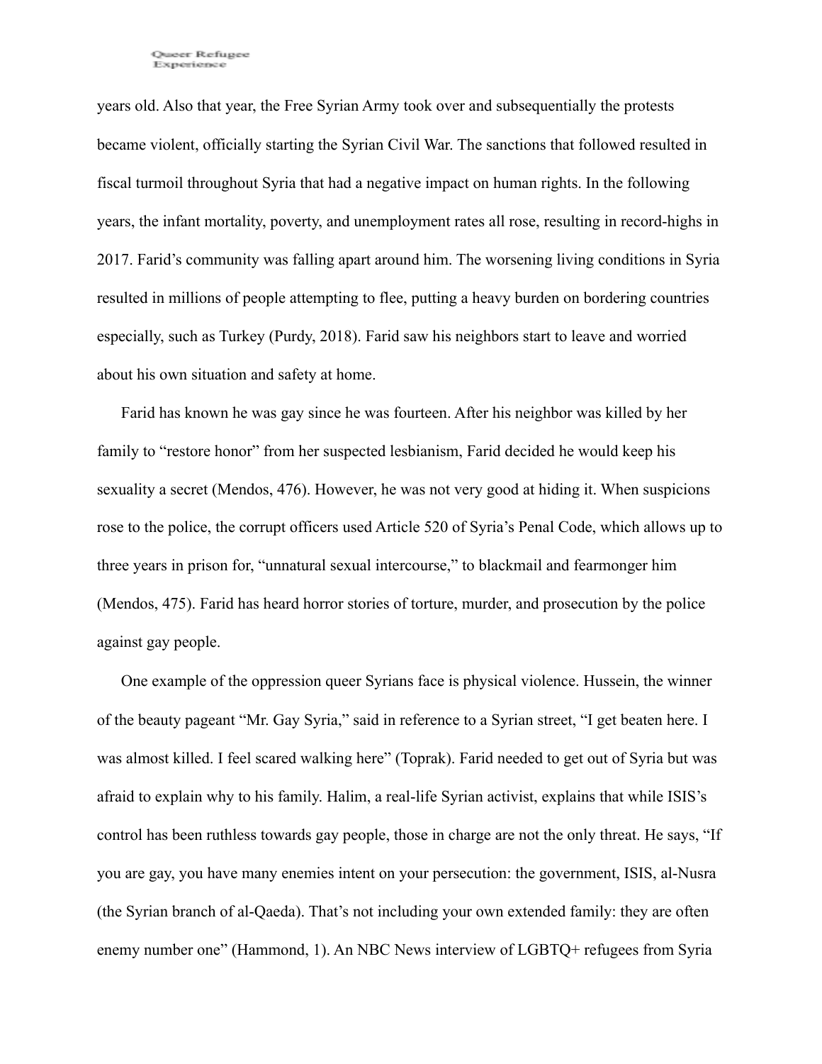years old. Also that year, the Free Syrian Army took over and subsequentially the protests became violent, officially starting the Syrian Civil War. The sanctions that followed resulted in fiscal turmoil throughout Syria that had a negative impact on human rights. In the following years, the infant mortality, poverty, and unemployment rates all rose, resulting in record-highs in 2017. Farid's community was falling apart around him. The worsening living conditions in Syria resulted in millions of people attempting to flee, putting a heavy burden on bordering countries especially, such as Turkey (Purdy, 2018). Farid saw his neighbors start to leave and worried about his own situation and safety at home.

Farid has known he was gay since he was fourteen. After his neighbor was killed by her family to "restore honor" from her suspected lesbianism, Farid decided he would keep his sexuality a secret (Mendos, 476). However, he was not very good at hiding it. When suspicions rose to the police, the corrupt officers used Article 520 of Syria's Penal Code, which allows up to three years in prison for, "unnatural sexual intercourse," to blackmail and fearmonger him (Mendos, 475). Farid has heard horror stories of torture, murder, and prosecution by the police against gay people.

One example of the oppression queer Syrians face is physical violence. Hussein, the winner of the beauty pageant "Mr. Gay Syria," said in reference to a Syrian street, "I get beaten here. I was almost killed. I feel scared walking here" (Toprak). Farid needed to get out of Syria but was afraid to explain why to his family. Halim, a real-life Syrian activist, explains that while ISIS's control has been ruthless towards gay people, those in charge are not the only threat. He says, "If you are gay, you have many enemies intent on your persecution: the government, ISIS, al-Nusra (the Syrian branch of al-Qaeda). That's not including your own extended family: they are often enemy number one" (Hammond, 1). An NBC News interview of LGBTQ+ refugees from Syria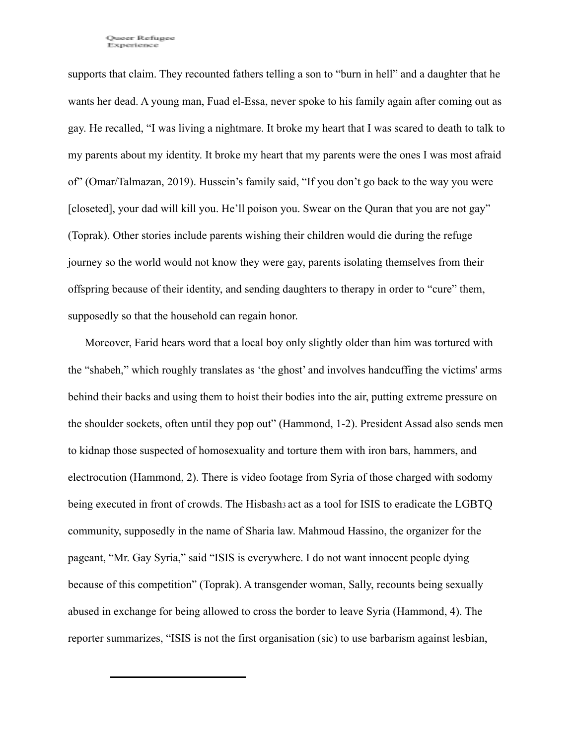supports that claim. They recounted fathers telling a son to "burn in hell" and a daughter that he wants her dead. A young man, Fuad el-Essa, never spoke to his family again after coming out as gay. He recalled, "I was living a nightmare. It broke my heart that I was scared to death to talk to my parents about my identity. It broke my heart that my parents were the ones I was most afraid of" (Omar/Talmazan, 2019). Hussein's family said, "If you don't go back to the way you were [closeted], your dad will kill you. He'll poison you. Swear on the Quran that you are not gay" (Toprak). Other stories include parents wishing their children would die during the refuge journey so the world would not know they were gay, parents isolating themselves from their offspring because of their identity, and sending daughters to therapy in order to "cure" them, supposedly so that the household can regain honor.

Moreover, Farid hears word that a local boy only slightly older than him was tortured with the "shabeh," which roughly translates as 'the ghost' and involves handcuffing the victims' arms behind their backs and using them to hoist their bodies into the air, putting extreme pressure on the shoulder sockets, often until they pop out" (Hammond, 1-2). President Assad also sends men to kidnap those suspected of homosexuality and torture them with iron bars, hammers, and electrocution (Hammond, 2). There is video footage from Syria of those charged with sodomy being executed in front of crowds. The Hisbash[3] act as a tool for ISIS to eradicate the LGBTQ community, supposedly in the name of Sharia law. Mahmoud Hassino, the organizer for the pageant, "Mr. Gay Syria," said "ISIS is everywhere. I do not want innocent people dying because of this competition" (Toprak). A transgender woman, Sally, recounts being sexually abused in exchange for being allowed to cross the border to leave Syria (Hammond, 4). The reporter summarizes, "ISIS is not the first organisation (sic) to use barbarism against lesbian,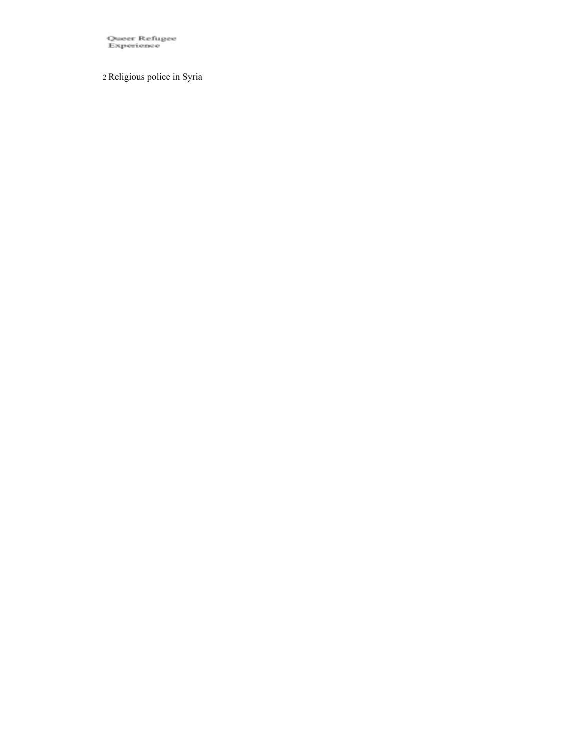[2] Religious police in Syria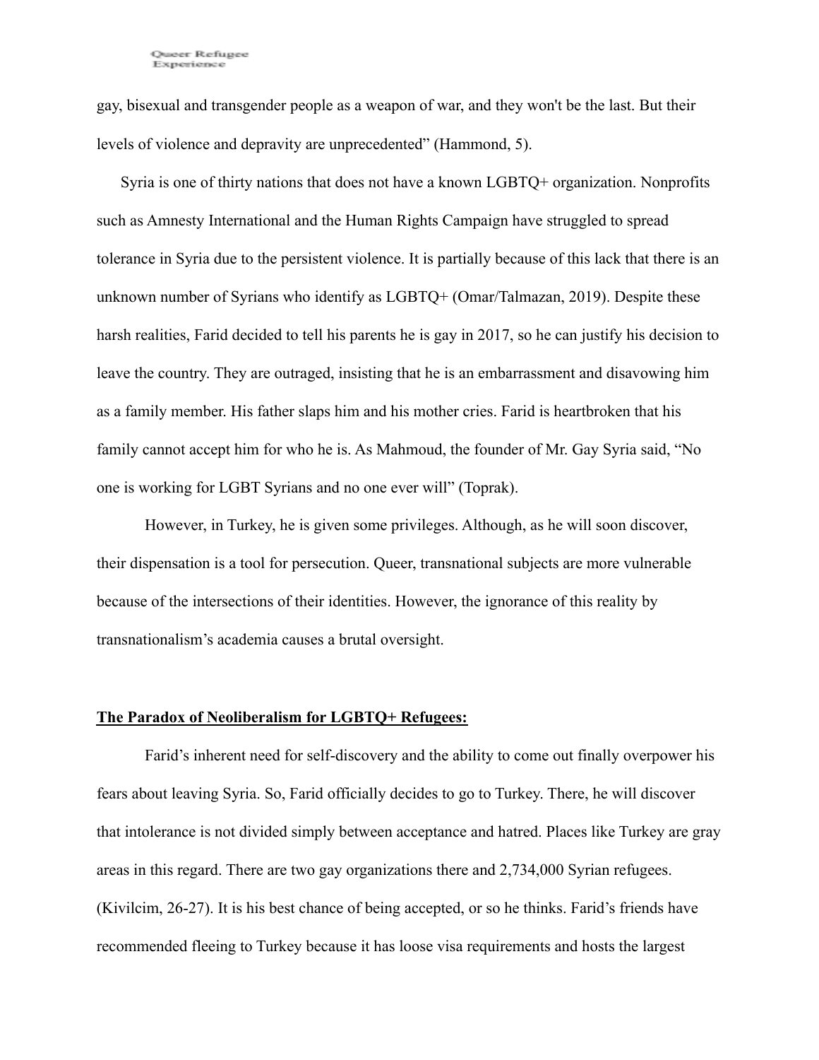gay, bisexual and transgender people as a weapon of war, and they won't be the last. But their levels of violence and depravity are unprecedented" (Hammond, 5).

Syria is one of thirty nations that does not have a known LGBTQ+ organization. Nonprofits such as Amnesty International and the Human Rights Campaign have struggled to spread tolerance in Syria due to the persistent violence. It is partially because of this lack that there is an unknown number of Syrians who identify as LGBTQ+ (Omar/Talmazan, 2019). Despite these harsh realities, Farid decided to tell his parents he is gay in 2017, so he can justify his decision to leave the country. They are outraged, insisting that he is an embarrassment and disavowing him as a family member. His father slaps him and his mother cries. Farid is heartbroken that his family cannot accept him for who he is. As Mahmoud, the founder of Mr. Gay Syria said, "No one is working for LGBT Syrians and no one ever will" (Toprak).

However, in Turkey, he is given some privileges. Although, as he will soon discover, their dispensation is a tool for persecution. Queer, transnational subjects are more vulnerable because of the intersections of their identities. However, the ignorance of this reality by transnationalism's academia causes a brutal oversight.

## **The Paradox of Neoliberalism for LGBTQ+ Refugees:**

Farid's inherent need for self-discovery and the ability to come out finally overpower his fears about leaving Syria. So, Farid officially decides to go to Turkey. There, he will discover that intolerance is not divided simply between acceptance and hatred. Places like Turkey are gray areas in this regard. There are two gay organizations there and 2,734,000 Syrian refugees. (Kivilcim, 26-27). It is his best chance of being accepted, or so he thinks. Farid's friends have recommended fleeing to Turkey because it has loose visa requirements and hosts the largest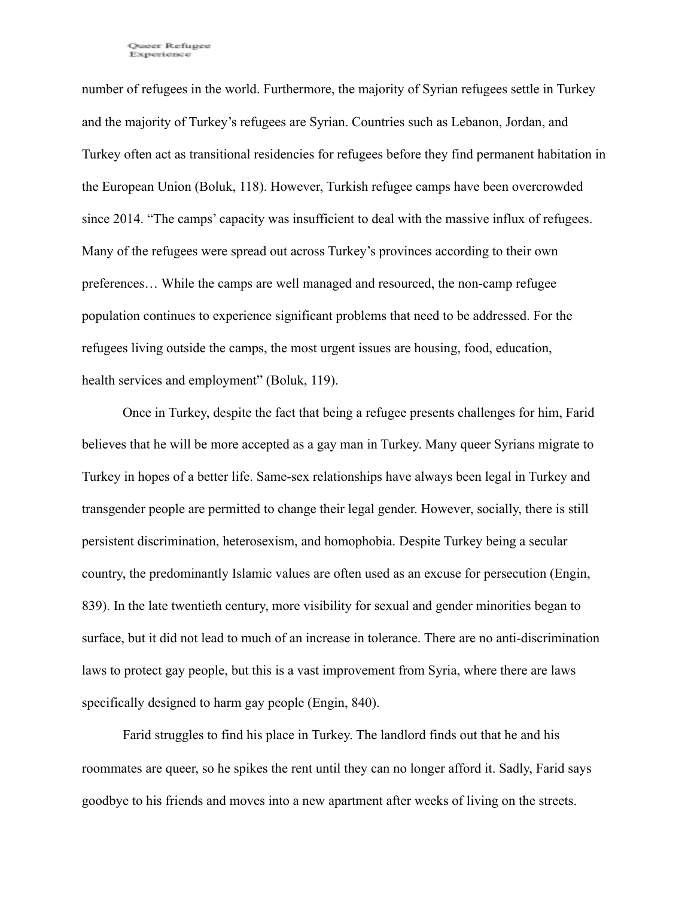number of refugees in the world. Furthermore, the majority of Syrian refugees settle in Turkey and the majority of Turkey's refugees are Syrian. Countries such as Lebanon, Jordan, and Turkey often act as transitional residencies for refugees before they find permanent habitation in the European Union (Boluk, 118). However, Turkish refugee camps have been overcrowded since 2014. "The camps' capacity was insufficient to deal with the massive influx of refugees. Many of the refugees were spread out across Turkey's provinces according to their own preferences… While the camps are well managed and resourced, the non-camp refugee population continues to experience significant problems that need to be addressed. For the refugees living outside the camps, the most urgent issues are housing, food, education, health services and employment" (Boluk, 119).

Once in Turkey, despite the fact that being a refugee presents challenges for him, Farid believes that he will be more accepted as a gay man in Turkey. Many queer Syrians migrate to Turkey in hopes of a better life. Same-sex relationships have always been legal in Turkey and transgender people are permitted to change their legal gender. However, socially, there is still persistent discrimination, heterosexism, and homophobia. Despite Turkey being a secular country, the predominantly Islamic values are often used as an excuse for persecution (Engin, 839). In the late twentieth century, more visibility for sexual and gender minorities began to surface, but it did not lead to much of an increase in tolerance. There are no anti-discrimination laws to protect gay people, but this is a vast improvement from Syria, where there are laws specifically designed to harm gay people (Engin, 840).

Farid struggles to find his place in Turkey. The landlord finds out that he and his roommates are queer, so he spikes the rent until they can no longer afford it. Sadly, Farid says goodbye to his friends and moves into a new apartment after weeks of living on the streets.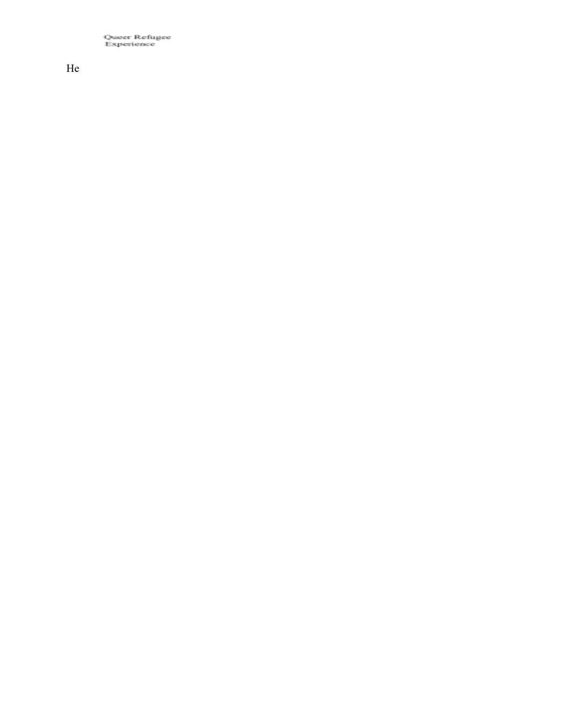He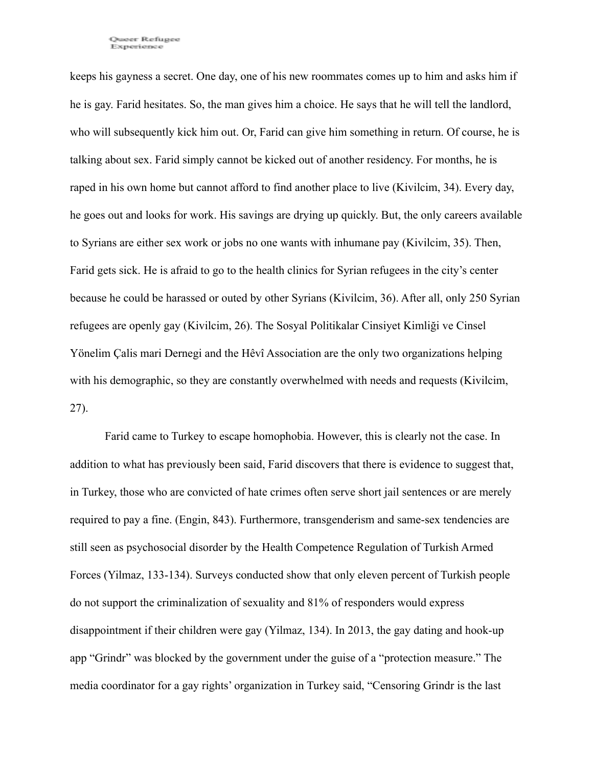keeps his gayness a secret. One day, one of his new roommates comes up to him and asks him if he is gay. Farid hesitates. So, the man gives him a choice. He says that he will tell the landlord, who will subsequently kick him out. Or, Farid can give him something in return. Of course, he is talking about sex. Farid simply cannot be kicked out of another residency. For months, he is raped in his own home but cannot afford to find another place to live (Kivilcim, 34). Every day, he goes out and looks for work. His savings are drying up quickly. But, the only careers available to Syrians are either sex work or jobs no one wants with inhumane pay (Kivilcim, 35). Then, Farid gets sick. He is afraid to go to the health clinics for Syrian refugees in the city's center because he could be harassed or outed by other Syrians (Kivilcim, 36). After all, only 250 Syrian refugees are openly gay (Kivilcim, 26). The Sosyal Politikalar Cinsiyet Kimliği ve Cinsel Yönelim Çalis mari Dernegi and the Hêvî Association are the only two organizations helping with his demographic, so they are constantly overwhelmed with needs and requests (Kivilcim, 27).

Farid came to Turkey to escape homophobia. However, this is clearly not the case. In addition to what has previously been said, Farid discovers that there is evidence to suggest that, in Turkey, those who are convicted of hate crimes often serve short jail sentences or are merely required to pay a fine. (Engin, 843). Furthermore, transgenderism and same-sex tendencies are still seen as psychosocial disorder by the Health Competence Regulation of Turkish Armed Forces (Yilmaz, 133-134). Surveys conducted show that only eleven percent of Turkish people do not support the criminalization of sexuality and 81% of responders would express disappointment if their children were gay (Yilmaz, 134). In 2013, the gay dating and hook-up app "Grindr" was blocked by the government under the guise of a "protection measure." The media coordinator for a gay rights' organization in Turkey said, "Censoring Grindr is the last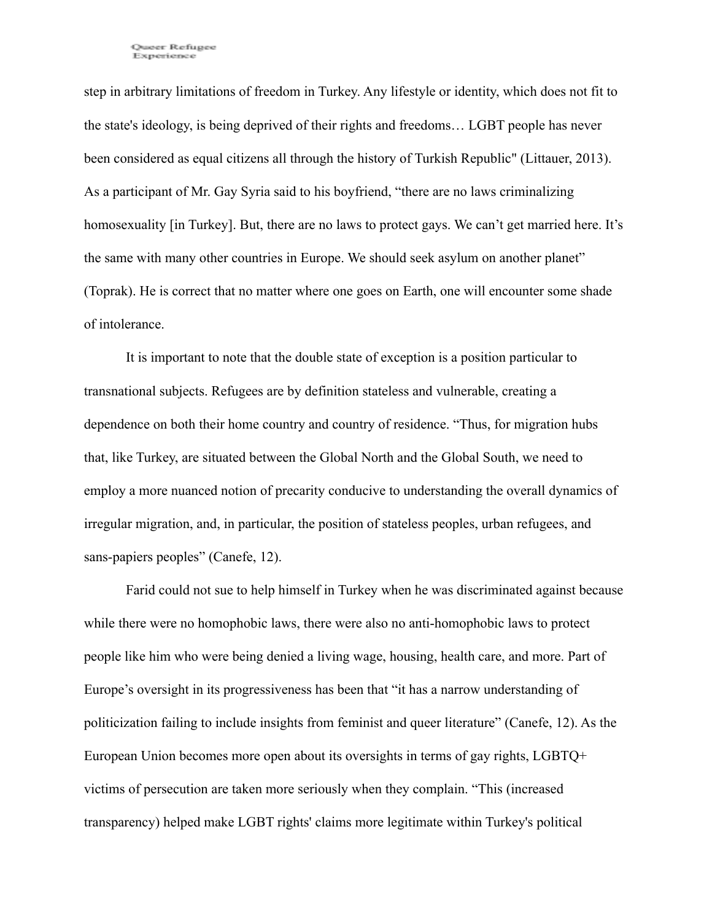step in arbitrary limitations of freedom in Turkey. Any lifestyle or identity, which does not fit to the state's ideology, is being deprived of their rights and freedoms… LGBT people has never been considered as equal citizens all through the history of Turkish Republic" (Littauer, 2013). As a participant of Mr. Gay Syria said to his boyfriend, “there are no laws criminalizing homosexuality [in Turkey]. But, there are no laws to protect gays. We can’t get married here. It’s the same with many other countries in Europe. We should seek asylum on another planet” (Toprak). He is correct that no matter where one goes on Earth, one will encounter some shade of intolerance.

It is important to note that the double state of exception is a position particular to transnational subjects. Refugees are by definition stateless and vulnerable, creating a dependence on both their home country and country of residence. “Thus, for migration hubs that, like Turkey, are situated between the Global North and the Global South, we need to employ a more nuanced notion of precarity conducive to understanding the overall dynamics of irregular migration, and, in particular, the position of stateless peoples, urban refugees, and sans-papiers peoples” (Canefe, 12).

Farid could not sue to help himself in Turkey when he was discriminated against because while there were no homophobic laws, there were also no anti-homophobic laws to protect people like him who were being denied a living wage, housing, health care, and more. Part of Europe’s oversight in its progressiveness has been that “it has a narrow understanding of politicization failing to include insights from feminist and queer literature” (Canefe, 12). As the European Union becomes more open about its oversights in terms of gay rights, LGBTQ+ victims of persecution are taken more seriously when they complain. “This (increased transparency) helped make LGBT rights' claims more legitimate within Turkey's political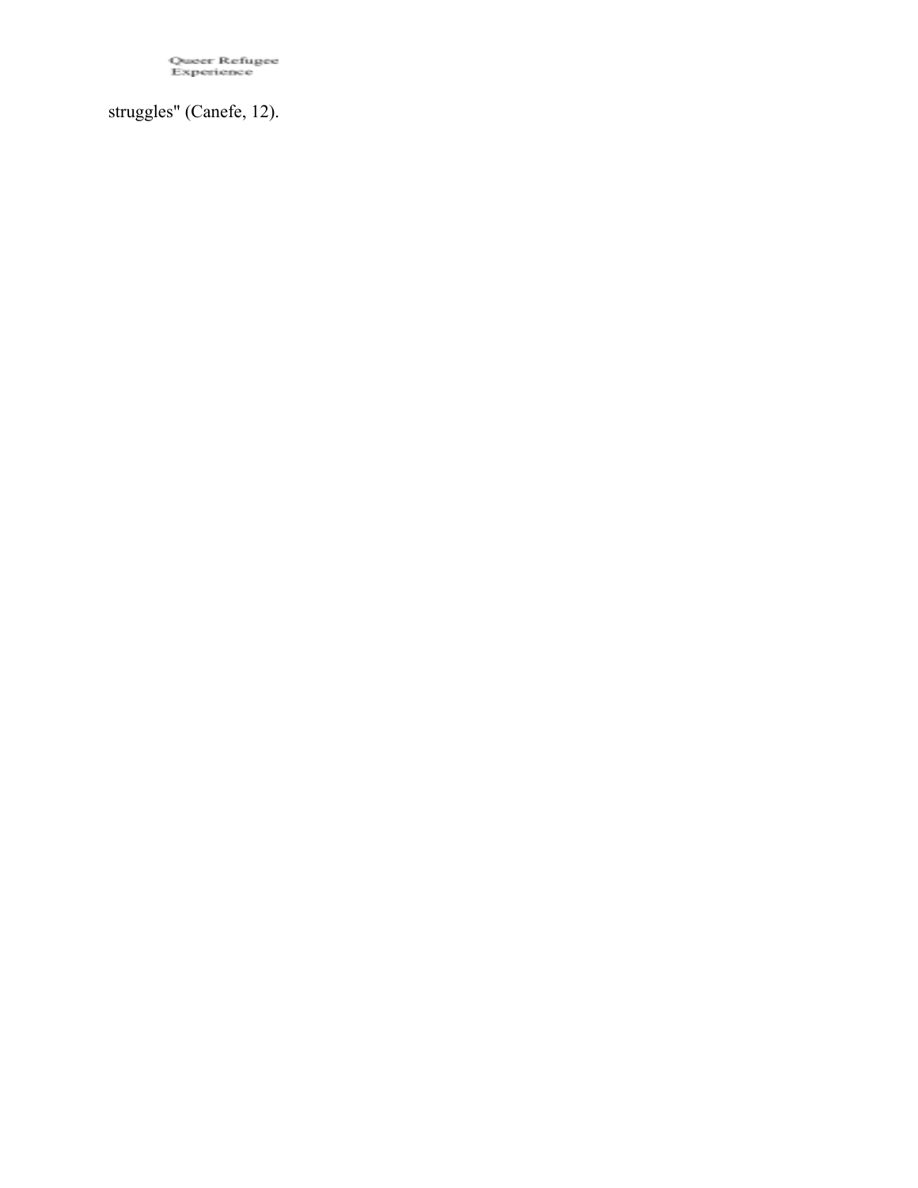struggles" (Canefe, 12).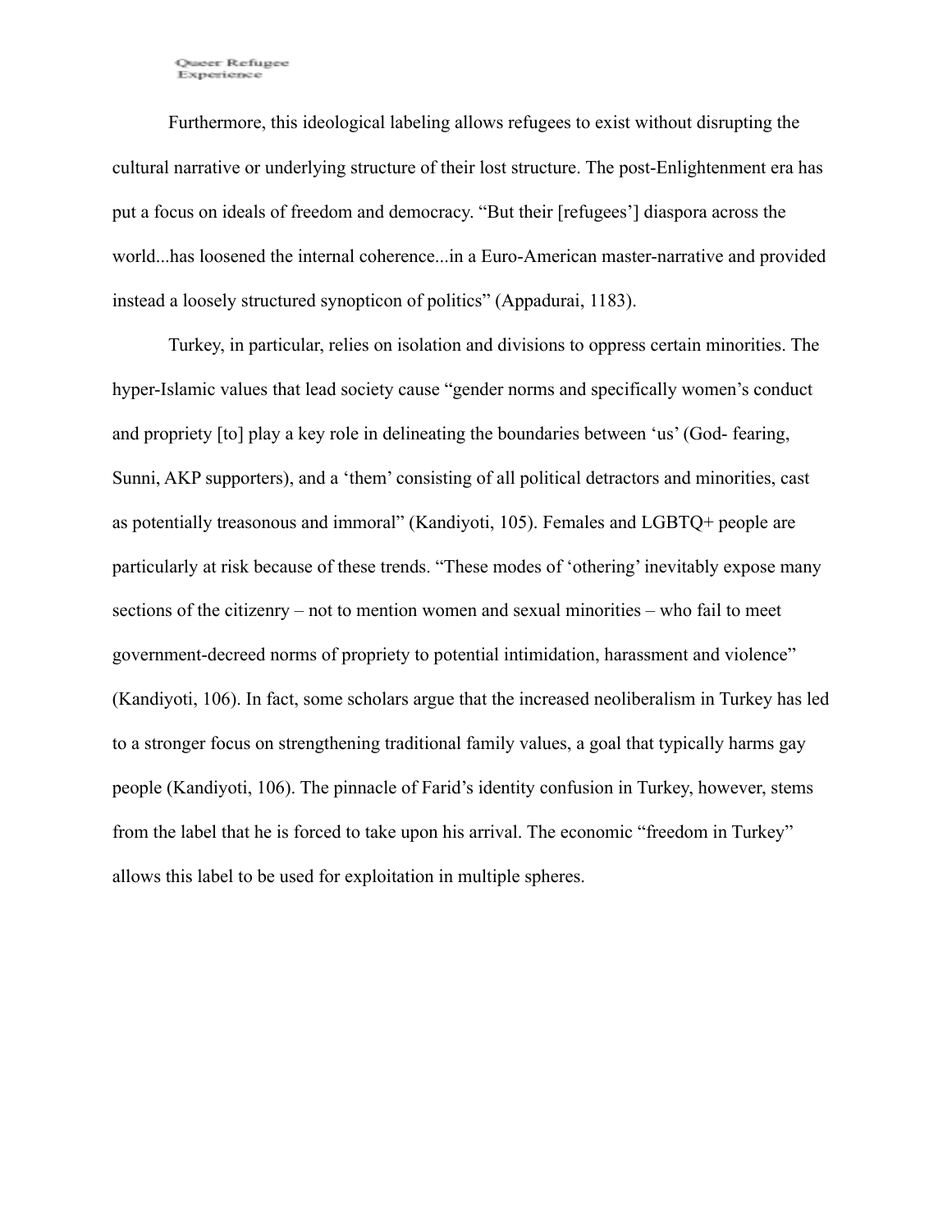Furthermore, this ideological labeling allows refugees to exist without disrupting the cultural narrative or underlying structure of their lost structure. The post-Enlightenment era has put a focus on ideals of freedom and democracy. “But their [refugees’] diaspora across the world...has loosened the internal coherence...in a Euro-American master-narrative and provided instead a loosely structured synopticon of politics” (Appadurai, 1183).

Turkey, in particular, relies on isolation and divisions to oppress certain minorities. The hyper-Islamic values that lead society cause “gender norms and specifically women’s conduct and propriety [to] play a key role in delineating the boundaries between ‘us’ (God- fearing, Sunni, AKP supporters), and a ‘them’ consisting of all political detractors and minorities, cast as potentially treasonous and immoral” (Kandiyoti, 105). Females and LGBTQ+ people are particularly at risk because of these trends. “These modes of ‘othering’ inevitably expose many sections of the citizenry – not to mention women and sexual minorities – who fail to meet government-decreed norms of propriety to potential intimidation, harassment and violence” (Kandiyoti, 106). In fact, some scholars argue that the increased neoliberalism in Turkey has led to a stronger focus on strengthening traditional family values, a goal that typically harms gay people (Kandiyoti, 106). The pinnacle of Farid’s identity confusion in Turkey, however, stems from the label that he is forced to take upon his arrival. The economic “freedom in Turkey” allows this label to be used for exploitation in multiple spheres.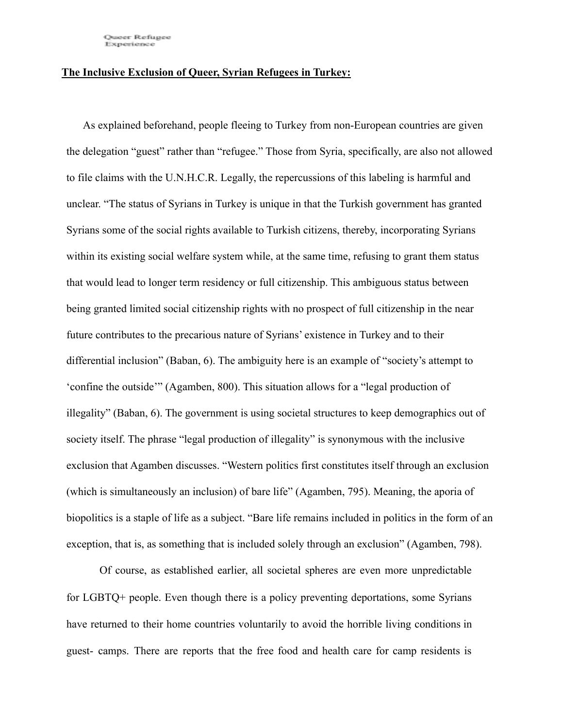**The Inclusive Exclusion of Queer, Syrian Refugees in Turkey:**

As explained beforehand, people fleeing to Turkey from non-European countries are given the delegation "guest" rather than "refugee." Those from Syria, specifically, are also not allowed to file claims with the U.N.H.C.R. Legally, the repercussions of this labeling is harmful and unclear. "The status of Syrians in Turkey is unique in that the Turkish government has granted Syrians some of the social rights available to Turkish citizens, thereby, incorporating Syrians within its existing social welfare system while, at the same time, refusing to grant them status that would lead to longer term residency or full citizenship. This ambiguous status between being granted limited social citizenship rights with no prospect of full citizenship in the near future contributes to the precarious nature of Syrians' existence in Turkey and to their differential inclusion" (Baban, 6). The ambiguity here is an example of "society's attempt to 'confine the outside'" (Agamben, 800). This situation allows for a "legal production of illegality" (Baban, 6). The government is using societal structures to keep demographics out of society itself. The phrase "legal production of illegality" is synonymous with the inclusive exclusion that Agamben discusses. "Western politics first constitutes itself through an exclusion (which is simultaneously an inclusion) of bare life" (Agamben, 795). Meaning, the aporia of biopolitics is a staple of life as a subject. "Bare life remains included in politics in the form of an exception, that is, as something that is included solely through an exclusion" (Agamben, 798).

Of course, as established earlier, all societal spheres are even more unpredictable for LGBTQ+ people. Even though there is a policy preventing deportations, some Syrians have returned to their home countries voluntarily to avoid the horrible living conditions in guest- camps. There are reports that the free food and health care for camp residents is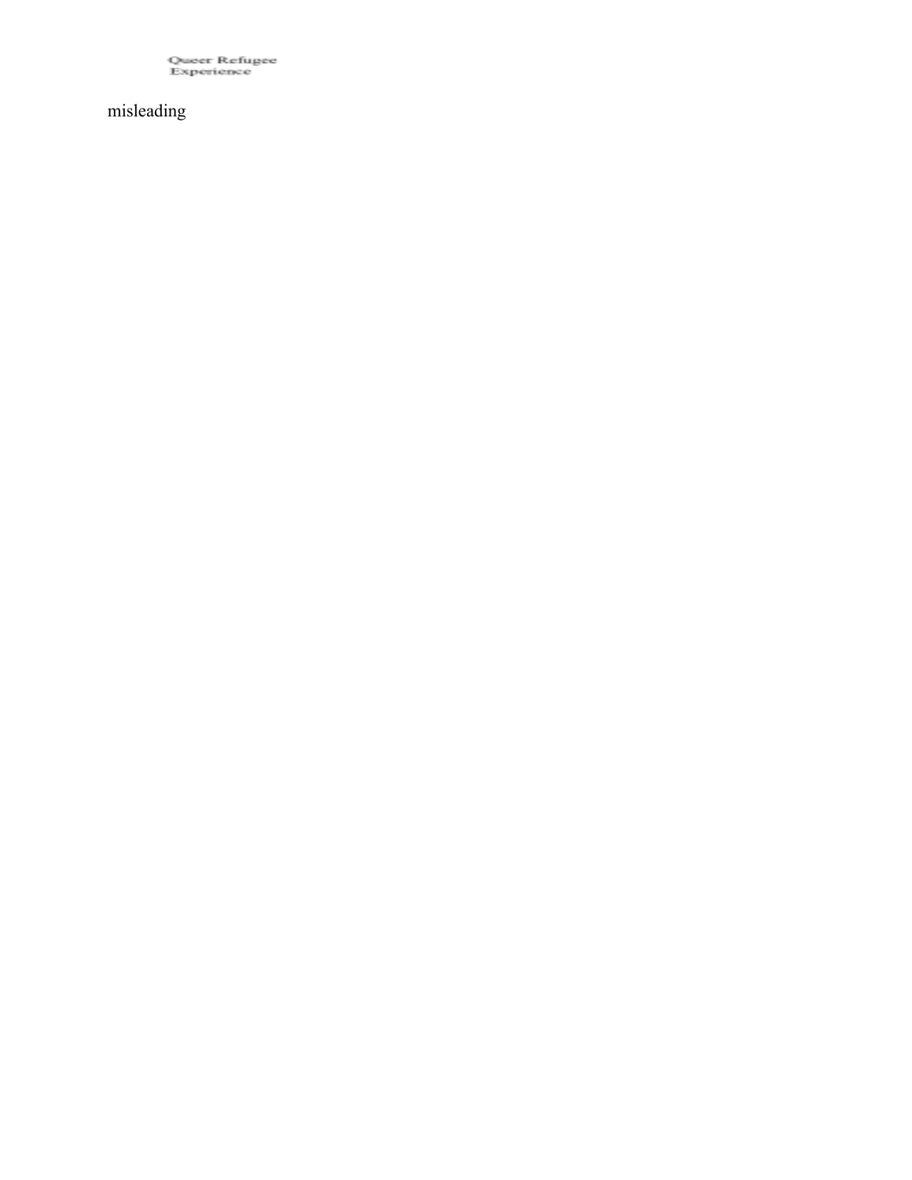misleading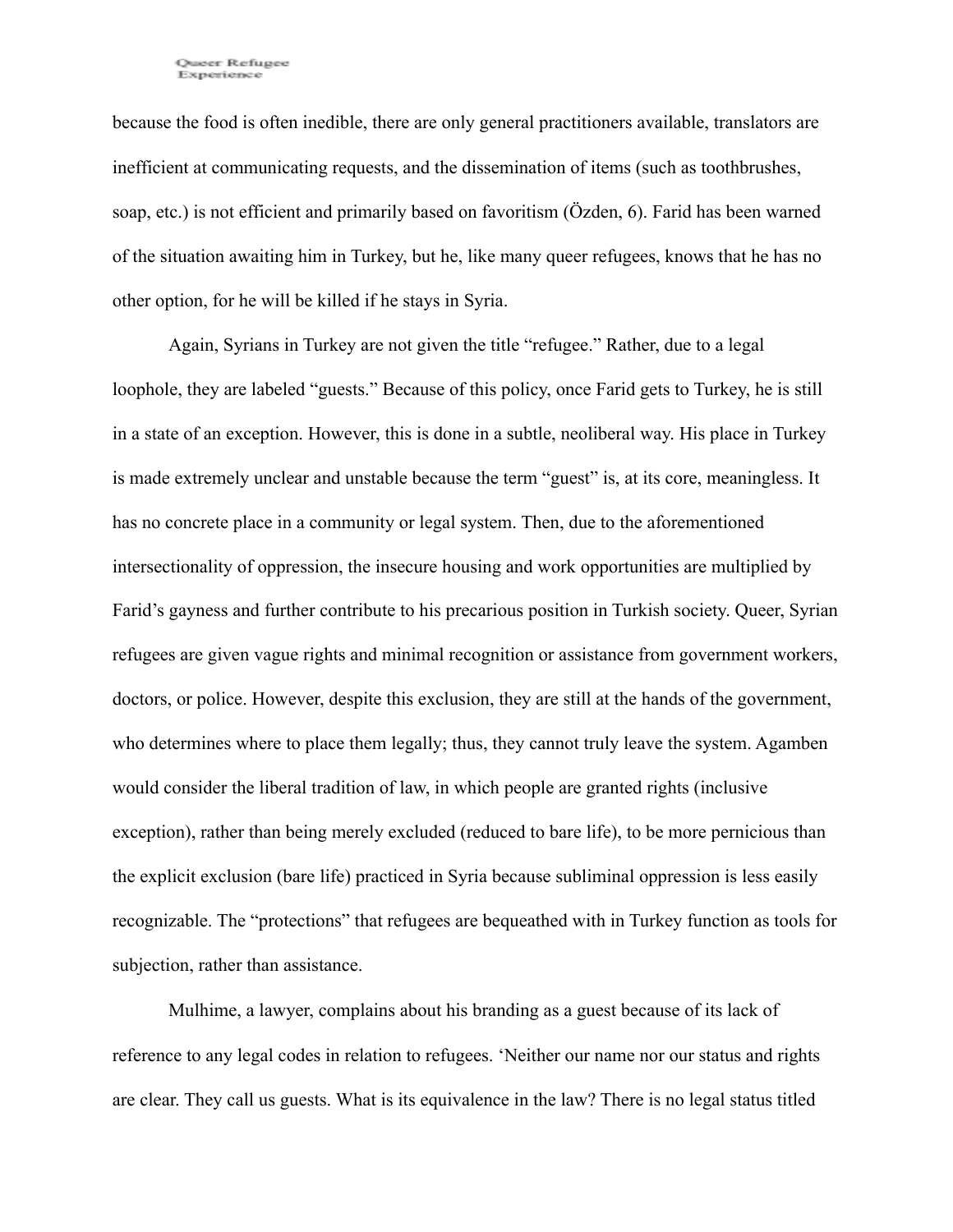because the food is often inedible, there are only general practitioners available, translators are inefficient at communicating requests, and the dissemination of items (such as toothbrushes, soap, etc.) is not efficient and primarily based on favoritism (Özden, 6). Farid has been warned of the situation awaiting him in Turkey, but he, like many queer refugees, knows that he has no other option, for he will be killed if he stays in Syria.

Again, Syrians in Turkey are not given the title "refugee." Rather, due to a legal loophole, they are labeled "guests." Because of this policy, once Farid gets to Turkey, he is still in a state of an exception. However, this is done in a subtle, neoliberal way. His place in Turkey is made extremely unclear and unstable because the term "guest" is, at its core, meaningless. It has no concrete place in a community or legal system. Then, due to the aforementioned intersectionality of oppression, the insecure housing and work opportunities are multiplied by Farid's gayness and further contribute to his precarious position in Turkish society. Queer, Syrian refugees are given vague rights and minimal recognition or assistance from government workers, doctors, or police. However, despite this exclusion, they are still at the hands of the government, who determines where to place them legally; thus, they cannot truly leave the system. Agamben would consider the liberal tradition of law, in which people are granted rights (inclusive exception), rather than being merely excluded (reduced to bare life), to be more pernicious than the explicit exclusion (bare life) practiced in Syria because subliminal oppression is less easily recognizable. The "protections" that refugees are bequeathed with in Turkey function as tools for subjection, rather than assistance.

Mulhime, a lawyer, complains about his branding as a guest because of its lack of reference to any legal codes in relation to refugees. 'Neither our name nor our status and rights are clear. They call us guests. What is its equivalence in the law? There is no legal status titled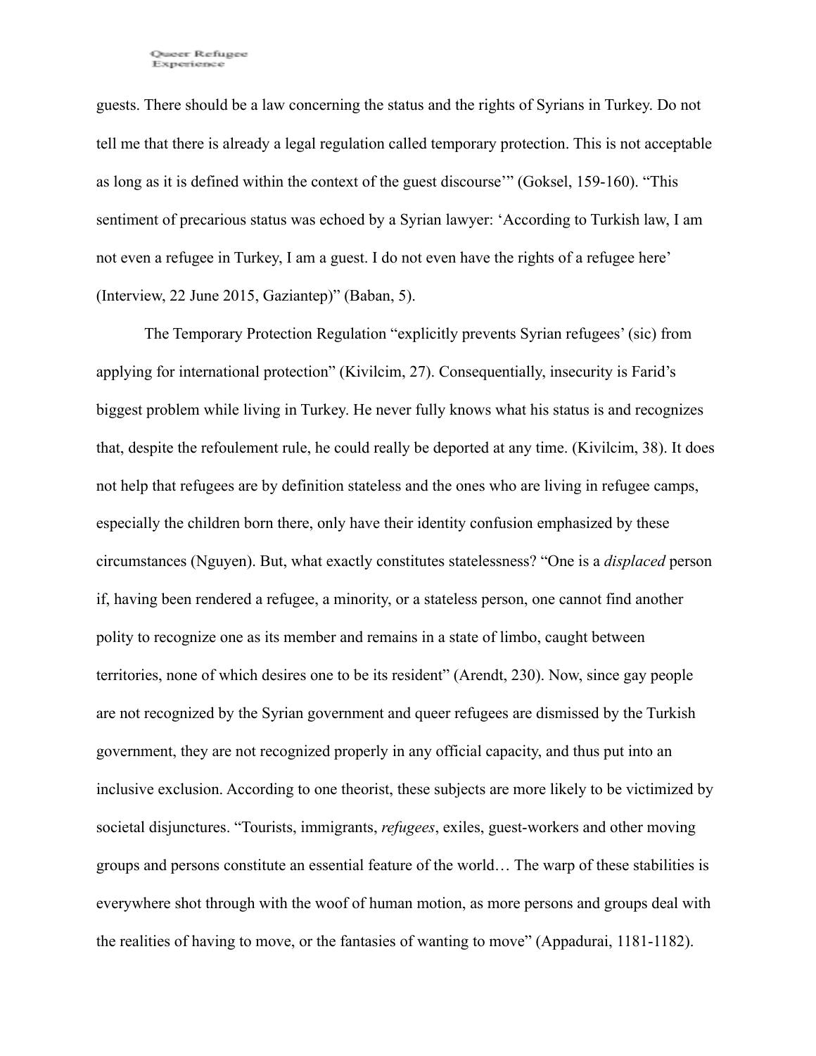guests. There should be a law concerning the status and the rights of Syrians in Turkey. Do not tell me that there is already a legal regulation called temporary protection. This is not acceptable as long as it is defined within the context of the guest discourse'" (Goksel, 159-160). "This sentiment of precarious status was echoed by a Syrian lawyer: 'According to Turkish law, I am not even a refugee in Turkey, I am a guest. I do not even have the rights of a refugee here' (Interview, 22 June 2015, Gaziantep)" (Baban, 5).

The Temporary Protection Regulation "explicitly prevents Syrian refugees' (sic) from applying for international protection" (Kivilcim, 27). Consequentially, insecurity is Farid's biggest problem while living in Turkey. He never fully knows what his status is and recognizes that, despite the refoulement rule, he could really be deported at any time. (Kivilcim, 38). It does not help that refugees are by definition stateless and the ones who are living in refugee camps, especially the children born there, only have their identity confusion emphasized by these circumstances (Nguyen). But, what exactly constitutes statelessness? "One is a *displaced* person if, having been rendered a refugee, a minority, or a stateless person, one cannot find another polity to recognize one as its member and remains in a state of limbo, caught between territories, none of which desires one to be its resident" (Arendt, 230). Now, since gay people are not recognized by the Syrian government and queer refugees are dismissed by the Turkish government, they are not recognized properly in any official capacity, and thus put into an inclusive exclusion. According to one theorist, these subjects are more likely to be victimized by societal disjunctures. "Tourists, immigrants, *refugees*, exiles, guest-workers and other moving groups and persons constitute an essential feature of the world… The warp of these stabilities is everywhere shot through with the woof of human motion, as more persons and groups deal with the realities of having to move, or the fantasies of wanting to move" (Appadurai, 1181-1182).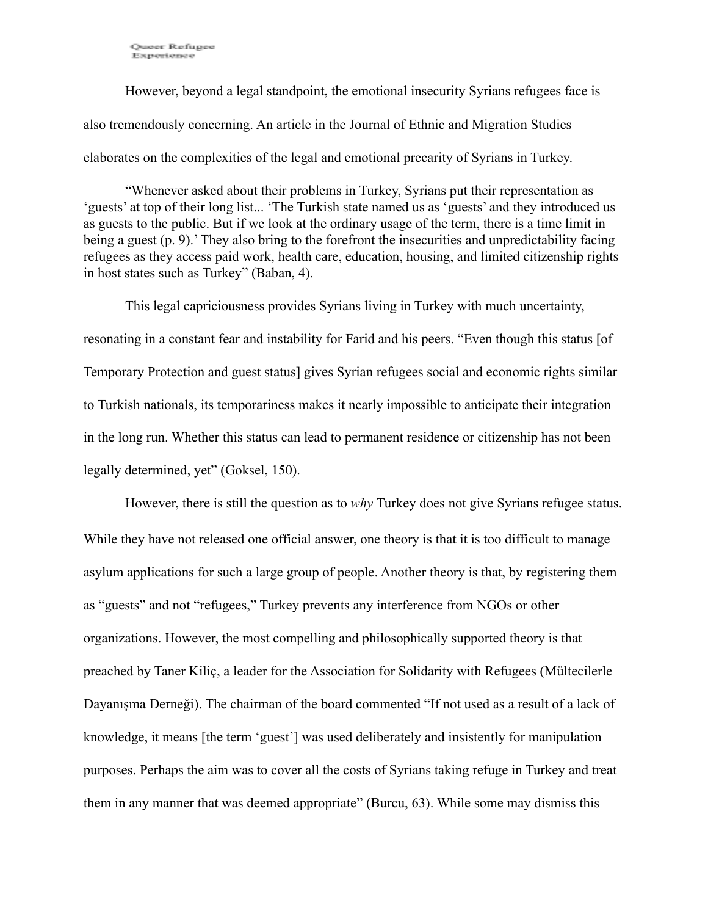However, beyond a legal standpoint, the emotional insecurity Syrians refugees face is also tremendously concerning. An article in the Journal of Ethnic and Migration Studies elaborates on the complexities of the legal and emotional precarity of Syrians in Turkey.

> "Whenever asked about their problems in Turkey, Syrians put their representation as 'guests' at top of their long list... 'The Turkish state named us as 'guests' and they introduced us as guests to the public. But if we look at the ordinary usage of the term, there is a time limit in being a guest (p. 9).' They also bring to the forefront the insecurities and unpredictability facing refugees as they access paid work, health care, education, housing, and limited citizenship rights in host states such as Turkey" (Baban, 4).

This legal capriciousness provides Syrians living in Turkey with much uncertainty, resonating in a constant fear and instability for Farid and his peers. "Even though this status [of Temporary Protection and guest status] gives Syrian refugees social and economic rights similar to Turkish nationals, its temporariness makes it nearly impossible to anticipate their integration in the long run. Whether this status can lead to permanent residence or citizenship has not been legally determined, yet" (Goksel, 150).

However, there is still the question as to *why* Turkey does not give Syrians refugee status. While they have not released one official answer, one theory is that it is too difficult to manage asylum applications for such a large group of people. Another theory is that, by registering them as "guests" and not "refugees," Turkey prevents any interference from NGOs or other organizations. However, the most compelling and philosophically supported theory is that preached by Taner Kiliç, a leader for the Association for Solidarity with Refugees (Mültecilerle Dayanışma Derneği). The chairman of the board commented "If not used as a result of a lack of knowledge, it means [the term 'guest'] was used deliberately and insistently for manipulation purposes. Perhaps the aim was to cover all the costs of Syrians taking refuge in Turkey and treat them in any manner that was deemed appropriate" (Burcu, 63). While some may dismiss this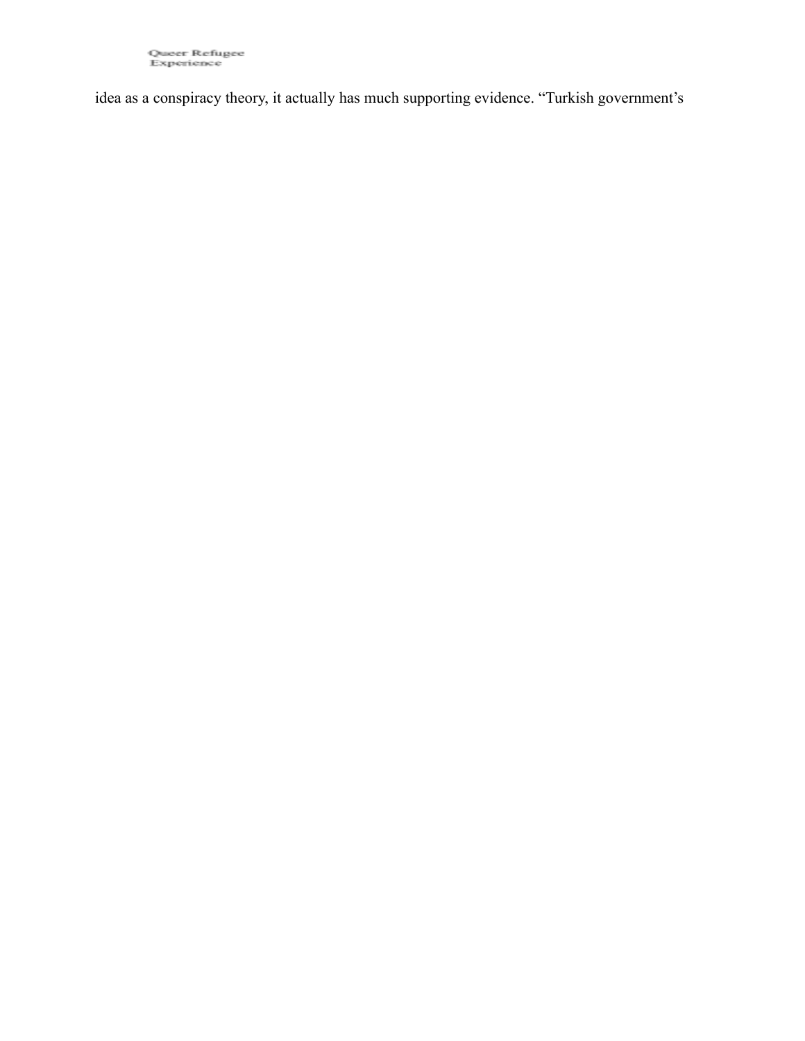idea as a conspiracy theory, it actually has much supporting evidence. “Turkish government’s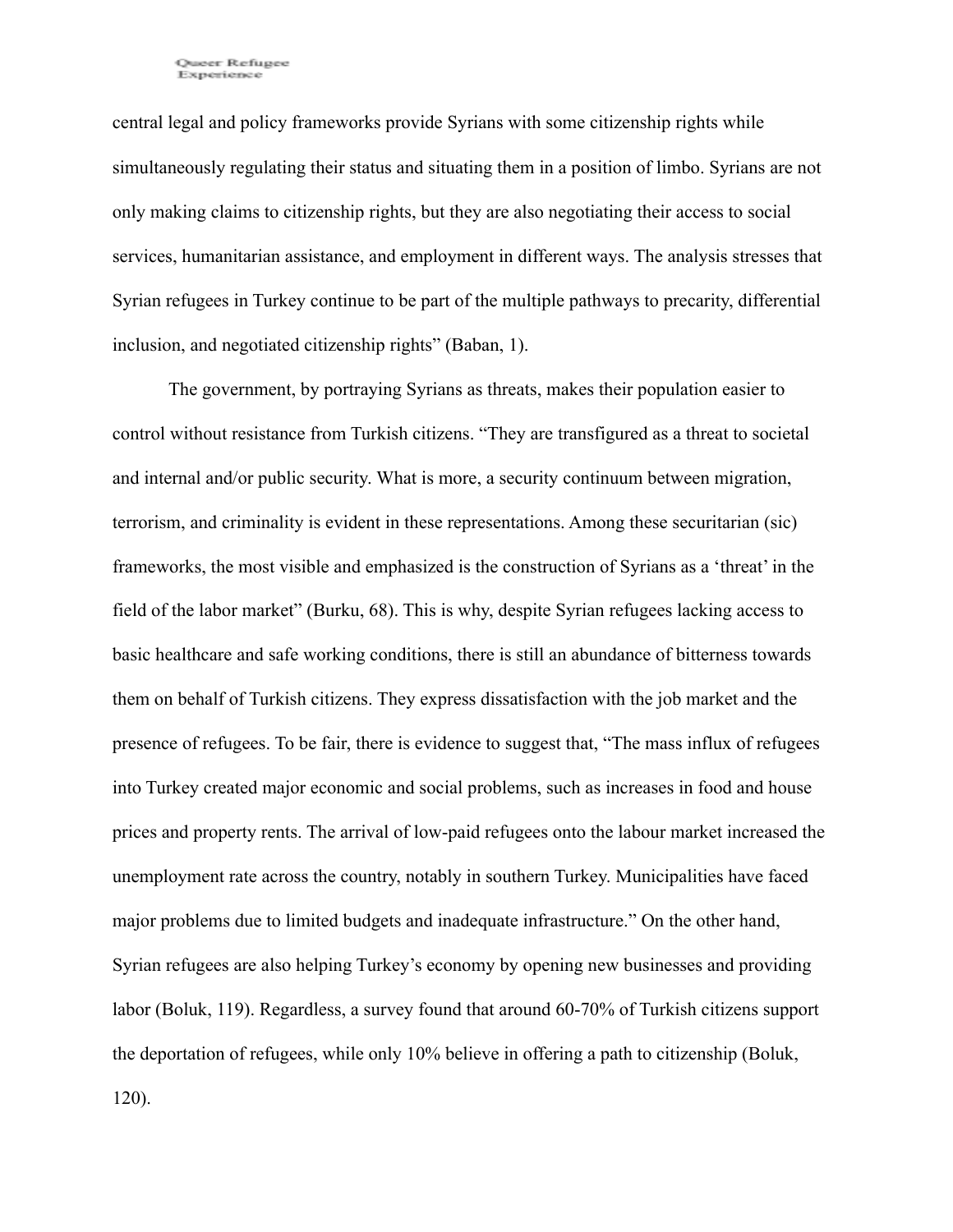central legal and policy frameworks provide Syrians with some citizenship rights while simultaneously regulating their status and situating them in a position of limbo. Syrians are not only making claims to citizenship rights, but they are also negotiating their access to social services, humanitarian assistance, and employment in different ways. The analysis stresses that Syrian refugees in Turkey continue to be part of the multiple pathways to precarity, differential inclusion, and negotiated citizenship rights" (Baban, 1).

The government, by portraying Syrians as threats, makes their population easier to control without resistance from Turkish citizens. "They are transfigured as a threat to societal and internal and/or public security. What is more, a security continuum between migration, terrorism, and criminality is evident in these representations. Among these securitarian (sic) frameworks, the most visible and emphasized is the construction of Syrians as a 'threat' in the field of the labor market" (Burku, 68). This is why, despite Syrian refugees lacking access to basic healthcare and safe working conditions, there is still an abundance of bitterness towards them on behalf of Turkish citizens. They express dissatisfaction with the job market and the presence of refugees. To be fair, there is evidence to suggest that, "The mass influx of refugees into Turkey created major economic and social problems, such as increases in food and house prices and property rents. The arrival of low-paid refugees onto the labour market increased the unemployment rate across the country, notably in southern Turkey. Municipalities have faced major problems due to limited budgets and inadequate infrastructure." On the other hand, Syrian refugees are also helping Turkey's economy by opening new businesses and providing labor (Boluk, 119). Regardless, a survey found that around 60-70% of Turkish citizens support the deportation of refugees, while only 10% believe in offering a path to citizenship (Boluk, 120).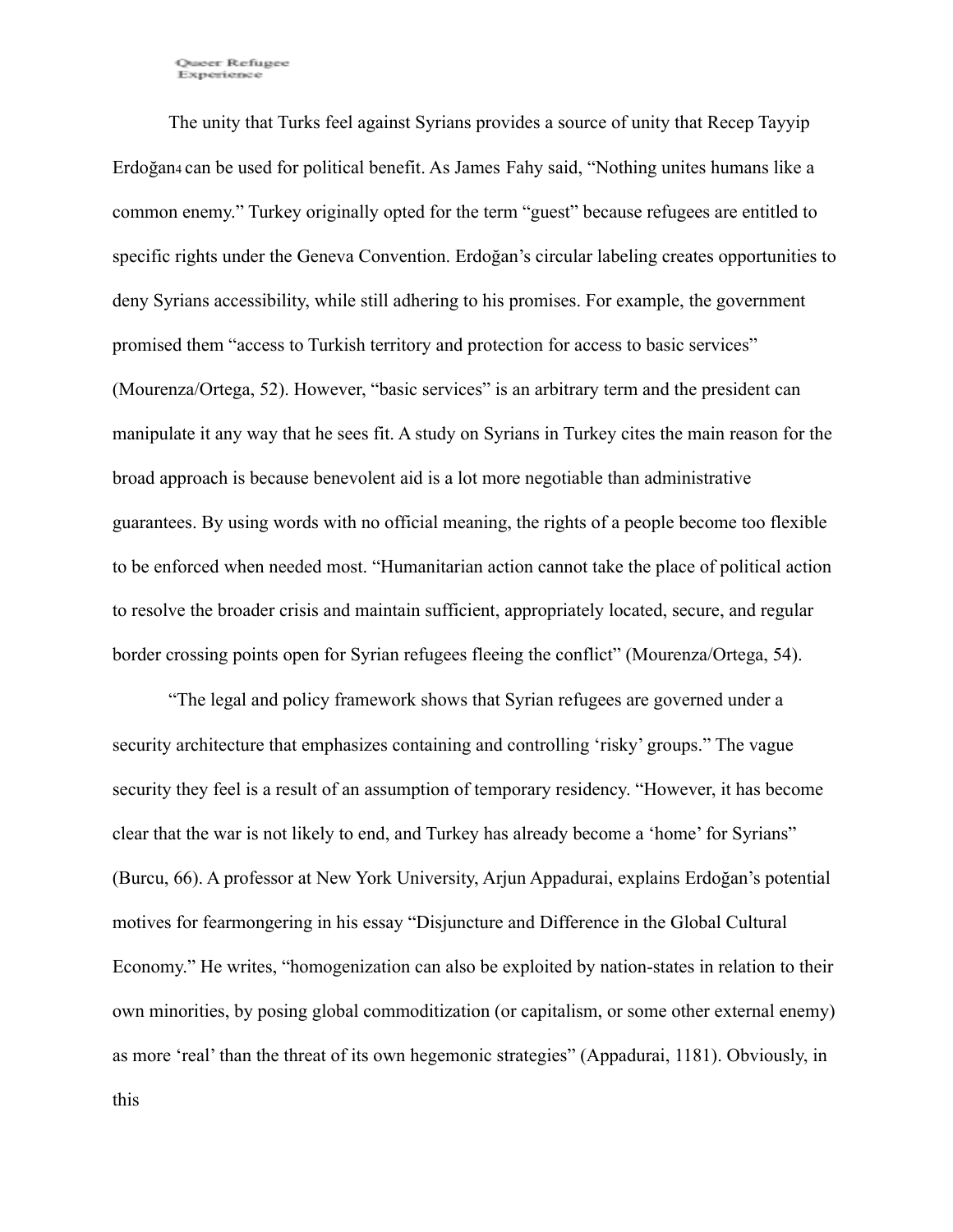The unity that Turks feel against Syrians provides a source of unity that Recep Tayyip Erdoğan[4] can be used for political benefit. As James Fahy said, "Nothing unites humans like a common enemy." Turkey originally opted for the term "guest" because refugees are entitled to specific rights under the Geneva Convention. Erdoğan's circular labeling creates opportunities to deny Syrians accessibility, while still adhering to his promises. For example, the government promised them "access to Turkish territory and protection for access to basic services" (Mourenza/Ortega, 52). However, "basic services" is an arbitrary term and the president can manipulate it any way that he sees fit. A study on Syrians in Turkey cites the main reason for the broad approach is because benevolent aid is a lot more negotiable than administrative guarantees. By using words with no official meaning, the rights of a people become too flexible to be enforced when needed most. "Humanitarian action cannot take the place of political action to resolve the broader crisis and maintain sufficient, appropriately located, secure, and regular border crossing points open for Syrian refugees fleeing the conflict" (Mourenza/Ortega, 54).

"The legal and policy framework shows that Syrian refugees are governed under a security architecture that emphasizes containing and controlling 'risky' groups." The vague security they feel is a result of an assumption of temporary residency. "However, it has become clear that the war is not likely to end, and Turkey has already become a 'home' for Syrians" (Burcu, 66). A professor at New York University, Arjun Appadurai, explains Erdoğan's potential motives for fearmongering in his essay "Disjuncture and Difference in the Global Cultural Economy." He writes, "homogenization can also be exploited by nation-states in relation to their own minorities, by posing global commoditization (or capitalism, or some other external enemy) as more 'real' than the threat of its own hegemonic strategies" (Appadurai, 1181). Obviously, in this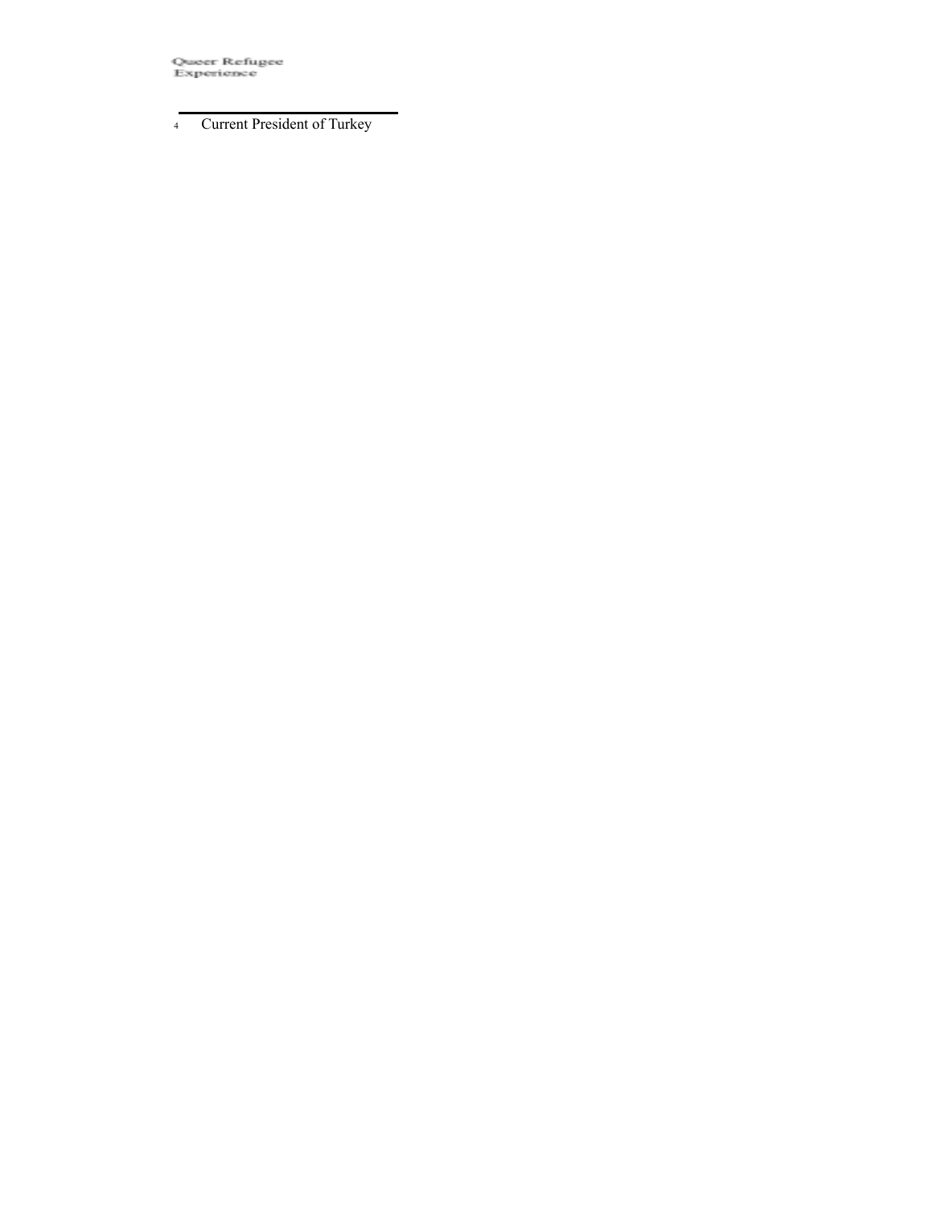[4] Current President of Turkey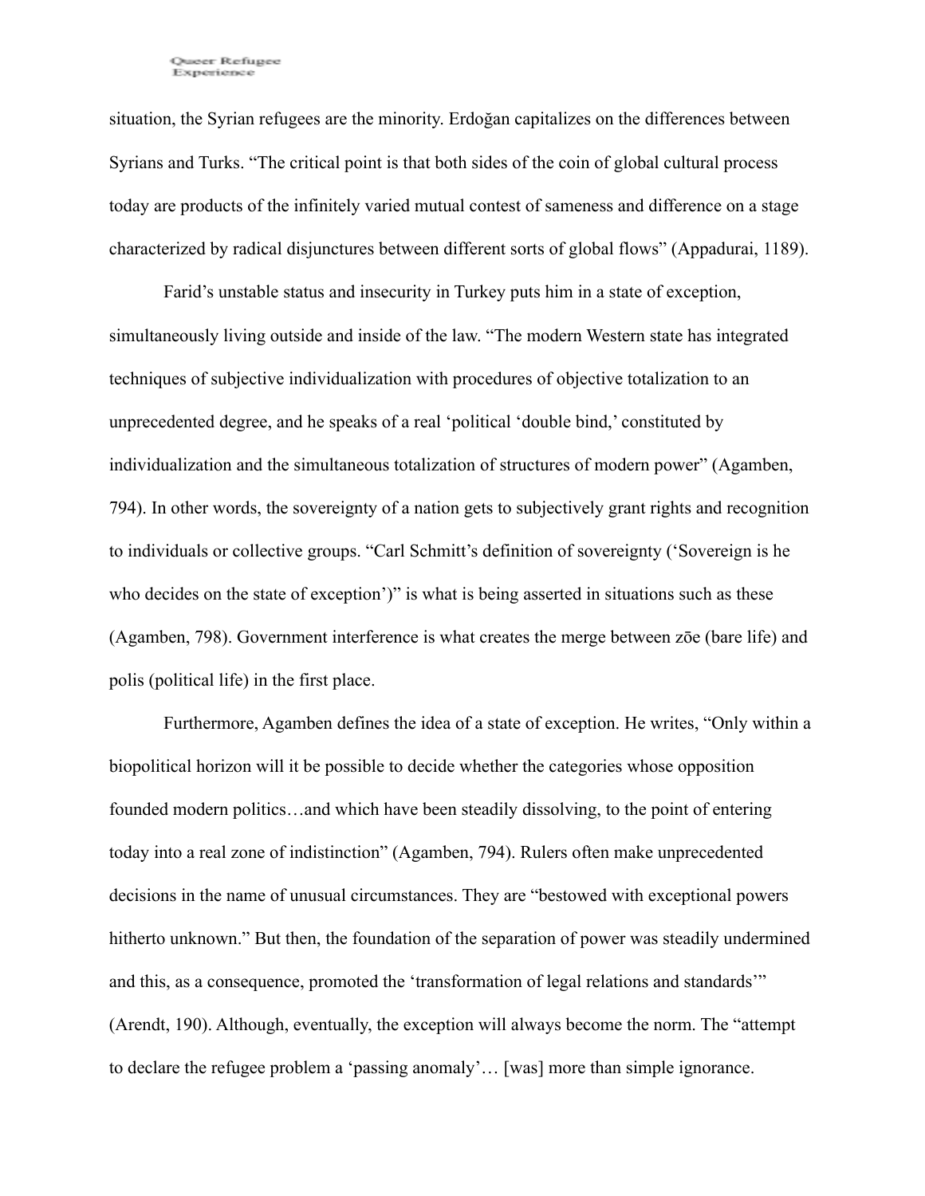situation, the Syrian refugees are the minority. Erdoğan capitalizes on the differences between Syrians and Turks. "The critical point is that both sides of the coin of global cultural process today are products of the infinitely varied mutual contest of sameness and difference on a stage characterized by radical disjunctures between different sorts of global flows" (Appadurai, 1189).

Farid's unstable status and insecurity in Turkey puts him in a state of exception, simultaneously living outside and inside of the law. "The modern Western state has integrated techniques of subjective individualization with procedures of objective totalization to an unprecedented degree, and he speaks of a real 'political 'double bind,' constituted by individualization and the simultaneous totalization of structures of modern power" (Agamben, 794). In other words, the sovereignty of a nation gets to subjectively grant rights and recognition to individuals or collective groups. "Carl Schmitt's definition of sovereignty ('Sovereign is he who decides on the state of exception')" is what is being asserted in situations such as these (Agamben, 798). Government interference is what creates the merge between zōe (bare life) and polis (political life) in the first place.

Furthermore, Agamben defines the idea of a state of exception. He writes, "Only within a biopolitical horizon will it be possible to decide whether the categories whose opposition founded modern politics…and which have been steadily dissolving, to the point of entering today into a real zone of indistinction" (Agamben, 794). Rulers often make unprecedented decisions in the name of unusual circumstances. They are "bestowed with exceptional powers hitherto unknown." But then, the foundation of the separation of power was steadily undermined and this, as a consequence, promoted the 'transformation of legal relations and standards'" (Arendt, 190). Although, eventually, the exception will always become the norm. The "attempt to declare the refugee problem a 'passing anomaly'… [was] more than simple ignorance.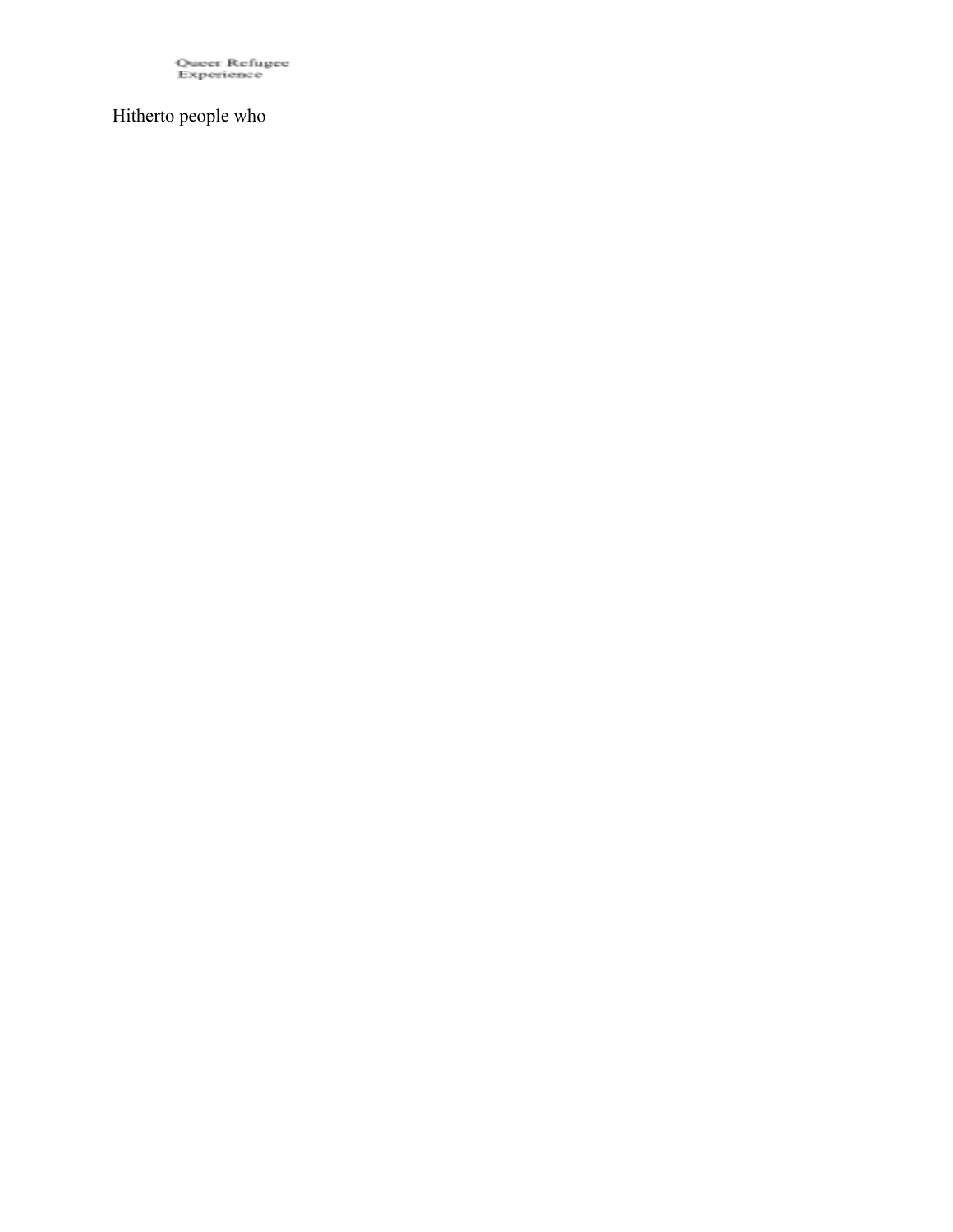Hitherto people who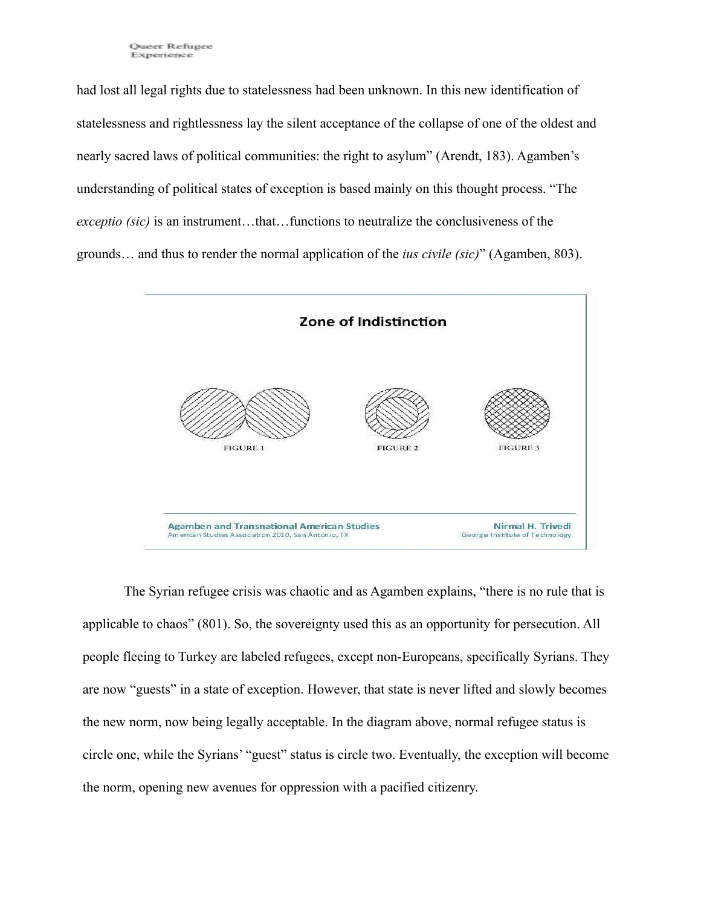had lost all legal rights due to statelessness had been unknown. In this new identification of statelessness and rightlessness lay the silent acceptance of the collapse of one of the oldest and nearly sacred laws of political communities: the right to asylum" (Arendt, 183). Agamben's understanding of political states of exception is based mainly on this thought process. "The *exceptio (sic)* is an instrument…that…functions to neutralize the conclusiveness of the grounds… and thus to render the normal application of the *ius civile (sic)*" (Agamben, 803).

Zone of Indistinction

FIGURE 1

FIGURE 2

FIGURE 3

Agamben and Transnational American Studies
American Studies Association 2010, San Antonio, TX

Nirmal H. Trivedi
Georgia Institute of Technology

The Syrian refugee crisis was chaotic and as Agamben explains, "there is no rule that is applicable to chaos" (801). So, the sovereignty used this as an opportunity for persecution. All people fleeing to Turkey are labeled refugees, except non-Europeans, specifically Syrians. They are now "guests" in a state of exception. However, that state is never lifted and slowly becomes the new norm, now being legally acceptable. In the diagram above, normal refugee status is circle one, while the Syrians' "guest" status is circle two. Eventually, the exception will become the norm, opening new avenues for oppression with a pacified citizenry.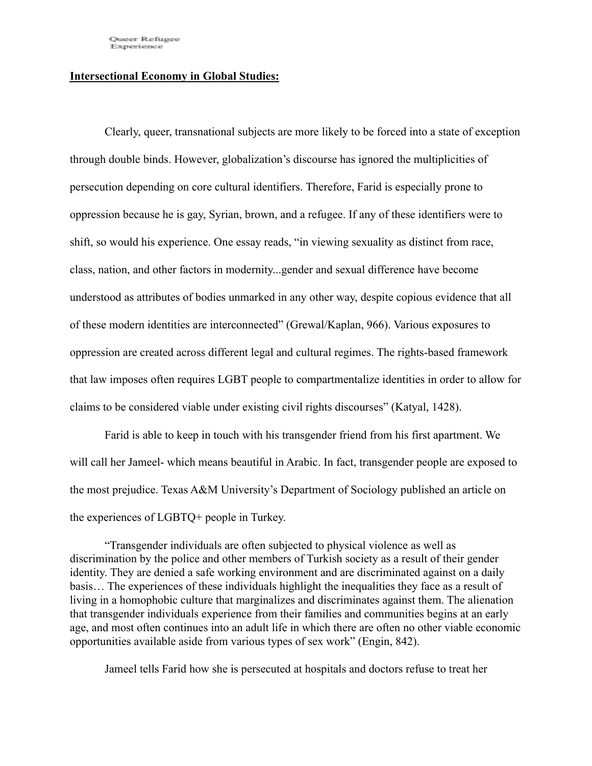**Intersectional Economy in Global Studies:**

Clearly, queer, transnational subjects are more likely to be forced into a state of exception through double binds. However, globalization's discourse has ignored the multiplicities of persecution depending on core cultural identifiers. Therefore, Farid is especially prone to oppression because he is gay, Syrian, brown, and a refugee. If any of these identifiers were to shift, so would his experience. One essay reads, "in viewing sexuality as distinct from race, class, nation, and other factors in modernity...gender and sexual difference have become understood as attributes of bodies unmarked in any other way, despite copious evidence that all of these modern identities are interconnected" (Grewal/Kaplan, 966). Various exposures to oppression are created across different legal and cultural regimes. The rights-based framework that law imposes often requires LGBT people to compartmentalize identities in order to allow for claims to be considered viable under existing civil rights discourses" (Katyal, 1428).

Farid is able to keep in touch with his transgender friend from his first apartment. We will call her Jameel- which means beautiful in Arabic. In fact, transgender people are exposed to the most prejudice. Texas A&M University's Department of Sociology published an article on the experiences of LGBTQ+ people in Turkey.

> "Transgender individuals are often subjected to physical violence as well as discrimination by the police and other members of Turkish society as a result of their gender identity. They are denied a safe working environment and are discriminated against on a daily basis… The experiences of these individuals highlight the inequalities they face as a result of living in a homophobic culture that marginalizes and discriminates against them. The alienation that transgender individuals experience from their families and communities begins at an early age, and most often continues into an adult life in which there are often no other viable economic opportunities available aside from various types of sex work" (Engin, 842).

Jameel tells Farid how she is persecuted at hospitals and doctors refuse to treat her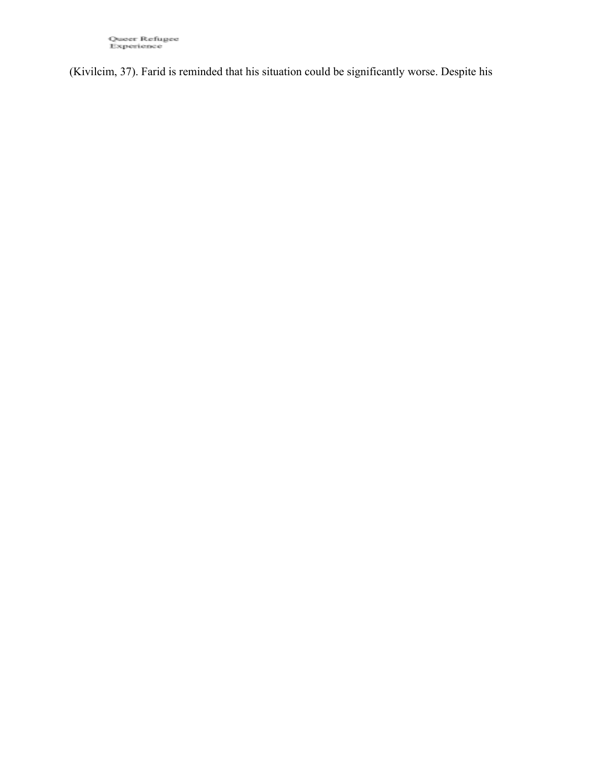(Kivilcim, 37). Farid is reminded that his situation could be significantly worse. Despite his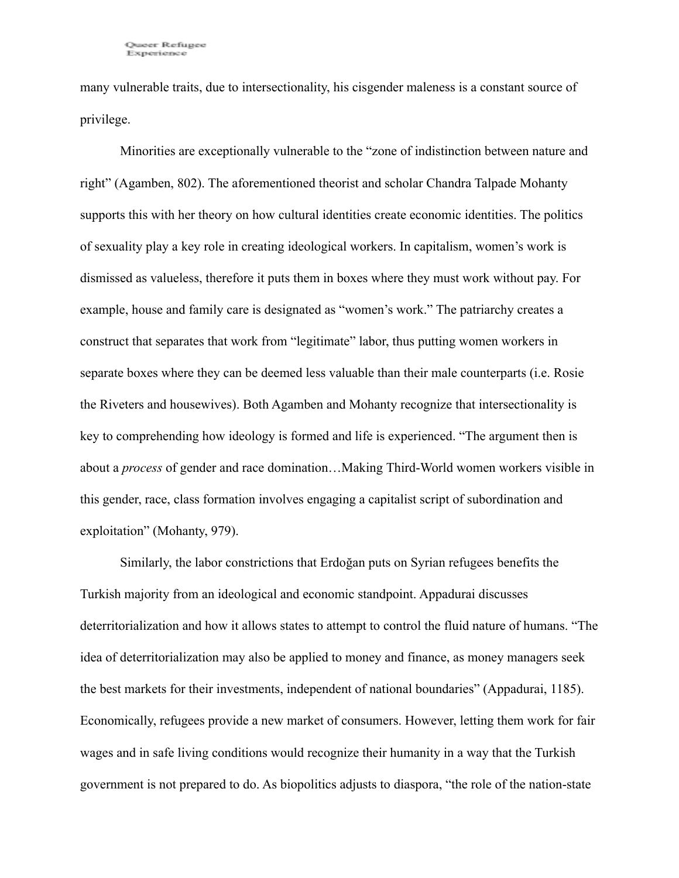many vulnerable traits, due to intersectionality, his cisgender maleness is a constant source of privilege.

Minorities are exceptionally vulnerable to the "zone of indistinction between nature and right" (Agamben, 802). The aforementioned theorist and scholar Chandra Talpade Mohanty supports this with her theory on how cultural identities create economic identities. The politics of sexuality play a key role in creating ideological workers. In capitalism, women's work is dismissed as valueless, therefore it puts them in boxes where they must work without pay. For example, house and family care is designated as "women's work." The patriarchy creates a construct that separates that work from "legitimate" labor, thus putting women workers in separate boxes where they can be deemed less valuable than their male counterparts (i.e. Rosie the Riveters and housewives). Both Agamben and Mohanty recognize that intersectionality is key to comprehending how ideology is formed and life is experienced. "The argument then is about a *process* of gender and race domination…Making Third-World women workers visible in this gender, race, class formation involves engaging a capitalist script of subordination and exploitation" (Mohanty, 979).

Similarly, the labor constrictions that Erdoğan puts on Syrian refugees benefits the Turkish majority from an ideological and economic standpoint. Appadurai discusses deterritorialization and how it allows states to attempt to control the fluid nature of humans. "The idea of deterritorialization may also be applied to money and finance, as money managers seek the best markets for their investments, independent of national boundaries" (Appadurai, 1185). Economically, refugees provide a new market of consumers. However, letting them work for fair wages and in safe living conditions would recognize their humanity in a way that the Turkish government is not prepared to do. As biopolitics adjusts to diaspora, "the role of the nation-state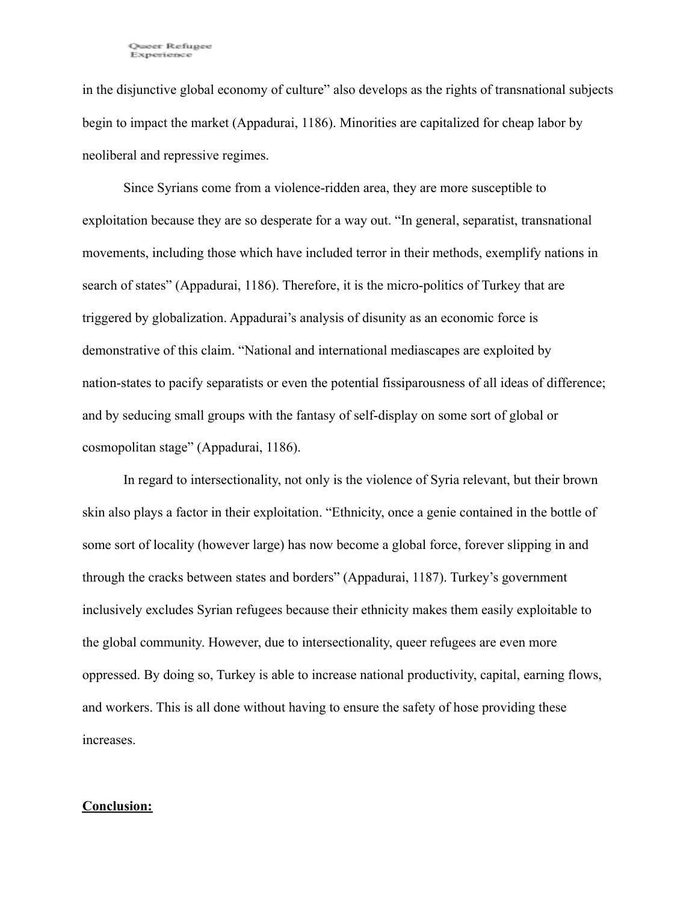in the disjunctive global economy of culture" also develops as the rights of transnational subjects begin to impact the market (Appadurai, 1186). Minorities are capitalized for cheap labor by neoliberal and repressive regimes.

Since Syrians come from a violence-ridden area, they are more susceptible to exploitation because they are so desperate for a way out. "In general, separatist, transnational movements, including those which have included terror in their methods, exemplify nations in search of states" (Appadurai, 1186). Therefore, it is the micro-politics of Turkey that are triggered by globalization. Appadurai's analysis of disunity as an economic force is demonstrative of this claim. "National and international mediascapes are exploited by nation-states to pacify separatists or even the potential fissiparousness of all ideas of difference; and by seducing small groups with the fantasy of self-display on some sort of global or cosmopolitan stage" (Appadurai, 1186).

In regard to intersectionality, not only is the violence of Syria relevant, but their brown skin also plays a factor in their exploitation. "Ethnicity, once a genie contained in the bottle of some sort of locality (however large) has now become a global force, forever slipping in and through the cracks between states and borders" (Appadurai, 1187). Turkey's government inclusively excludes Syrian refugees because their ethnicity makes them easily exploitable to the global community. However, due to intersectionality, queer refugees are even more oppressed. By doing so, Turkey is able to increase national productivity, capital, earning flows, and workers. This is all done without having to ensure the safety of hose providing these increases.

**Conclusion:**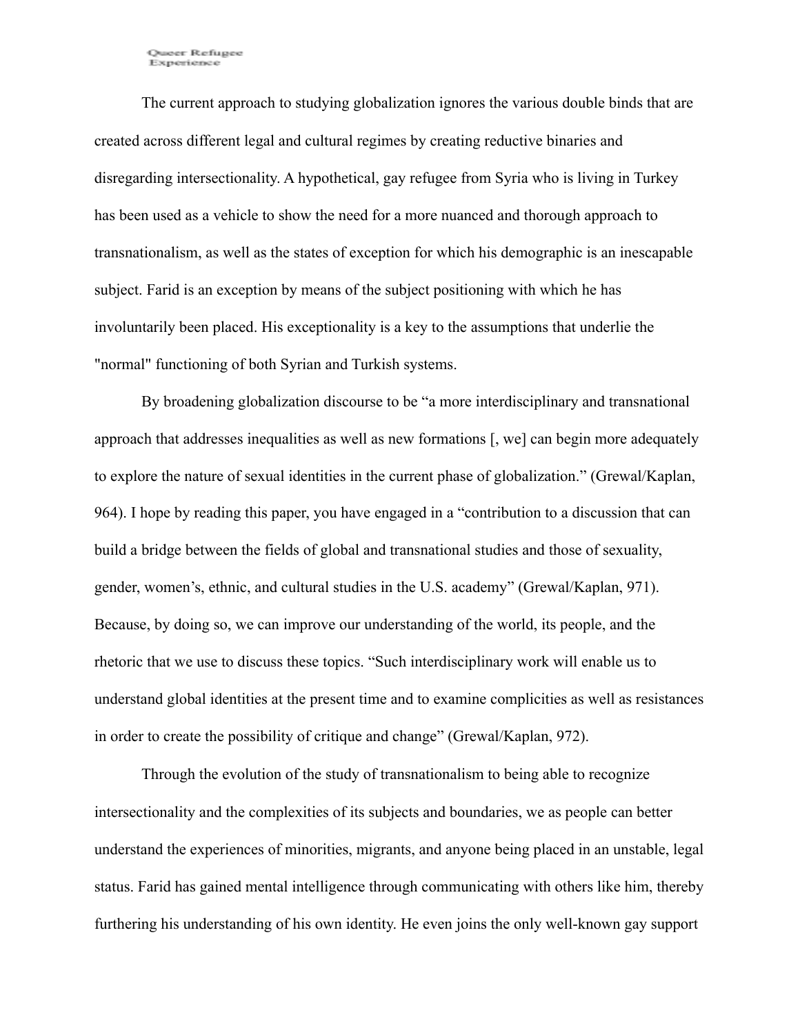The current approach to studying globalization ignores the various double binds that are created across different legal and cultural regimes by creating reductive binaries and disregarding intersectionality. A hypothetical, gay refugee from Syria who is living in Turkey has been used as a vehicle to show the need for a more nuanced and thorough approach to transnationalism, as well as the states of exception for which his demographic is an inescapable subject. Farid is an exception by means of the subject positioning with which he has involuntarily been placed. His exceptionality is a key to the assumptions that underlie the "normal" functioning of both Syrian and Turkish systems.

By broadening globalization discourse to be "a more interdisciplinary and transnational approach that addresses inequalities as well as new formations [, we] can begin more adequately to explore the nature of sexual identities in the current phase of globalization." (Grewal/Kaplan, 964). I hope by reading this paper, you have engaged in a "contribution to a discussion that can build a bridge between the fields of global and transnational studies and those of sexuality, gender, women's, ethnic, and cultural studies in the U.S. academy" (Grewal/Kaplan, 971). Because, by doing so, we can improve our understanding of the world, its people, and the rhetoric that we use to discuss these topics. "Such interdisciplinary work will enable us to understand global identities at the present time and to examine complicities as well as resistances in order to create the possibility of critique and change" (Grewal/Kaplan, 972).

Through the evolution of the study of transnationalism to being able to recognize intersectionality and the complexities of its subjects and boundaries, we as people can better understand the experiences of minorities, migrants, and anyone being placed in an unstable, legal status. Farid has gained mental intelligence through communicating with others like him, thereby furthering his understanding of his own identity. He even joins the only well-known gay support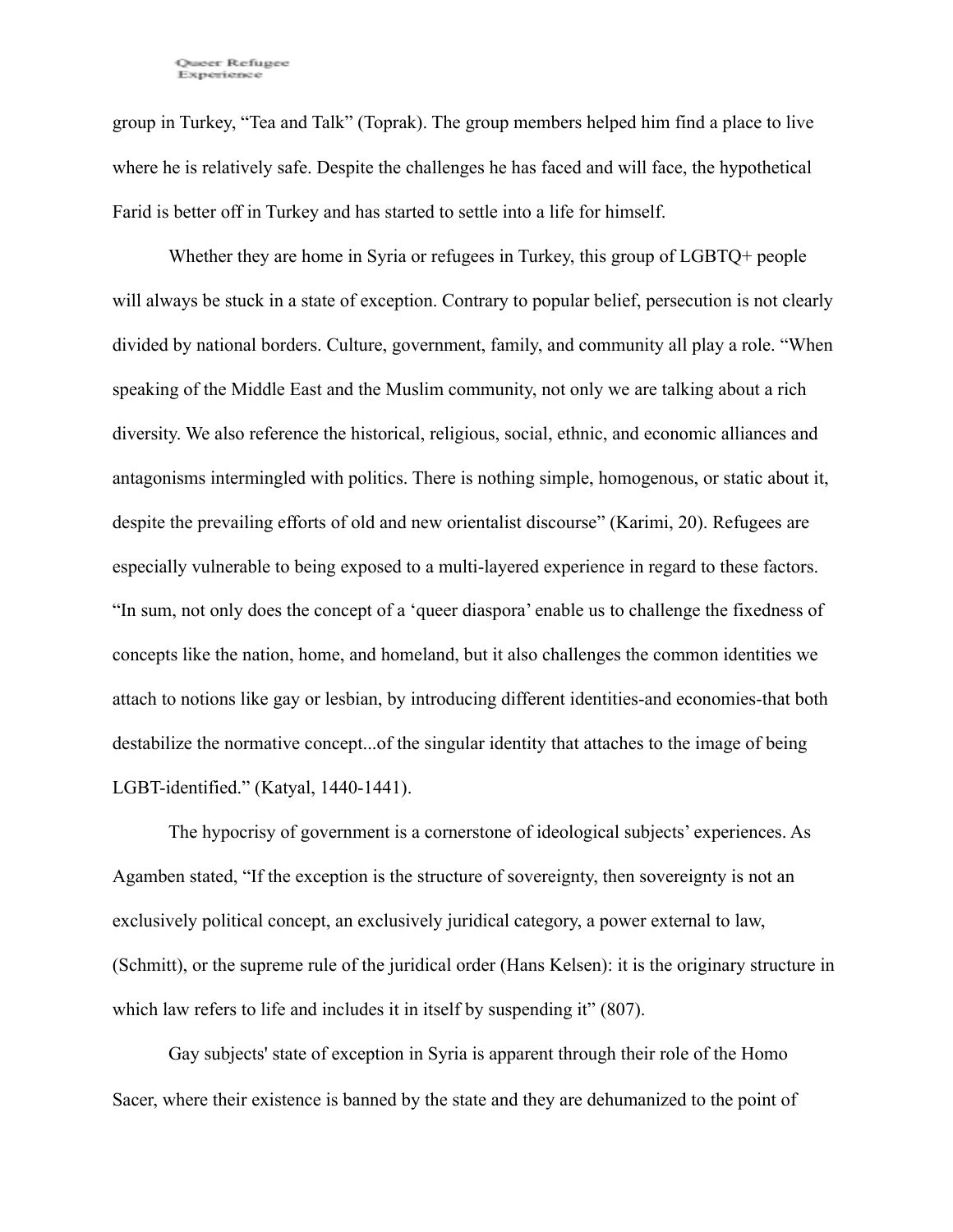group in Turkey, "Tea and Talk" (Toprak). The group members helped him find a place to live where he is relatively safe. Despite the challenges he has faced and will face, the hypothetical Farid is better off in Turkey and has started to settle into a life for himself.

Whether they are home in Syria or refugees in Turkey, this group of LGBTQ+ people will always be stuck in a state of exception. Contrary to popular belief, persecution is not clearly divided by national borders. Culture, government, family, and community all play a role. "When speaking of the Middle East and the Muslim community, not only we are talking about a rich diversity. We also reference the historical, religious, social, ethnic, and economic alliances and antagonisms intermingled with politics. There is nothing simple, homogenous, or static about it, despite the prevailing efforts of old and new orientalist discourse" (Karimi, 20). Refugees are especially vulnerable to being exposed to a multi-layered experience in regard to these factors. "In sum, not only does the concept of a 'queer diaspora' enable us to challenge the fixedness of concepts like the nation, home, and homeland, but it also challenges the common identities we attach to notions like gay or lesbian, by introducing different identities-and economies-that both destabilize the normative concept...of the singular identity that attaches to the image of being LGBT-identified." (Katyal, 1440-1441).

The hypocrisy of government is a cornerstone of ideological subjects' experiences. As Agamben stated, "If the exception is the structure of sovereignty, then sovereignty is not an exclusively political concept, an exclusively juridical category, a power external to law, (Schmitt), or the supreme rule of the juridical order (Hans Kelsen): it is the originary structure in which law refers to life and includes it in itself by suspending it" (807).

Gay subjects' state of exception in Syria is apparent through their role of the Homo Sacer, where their existence is banned by the state and they are dehumanized to the point of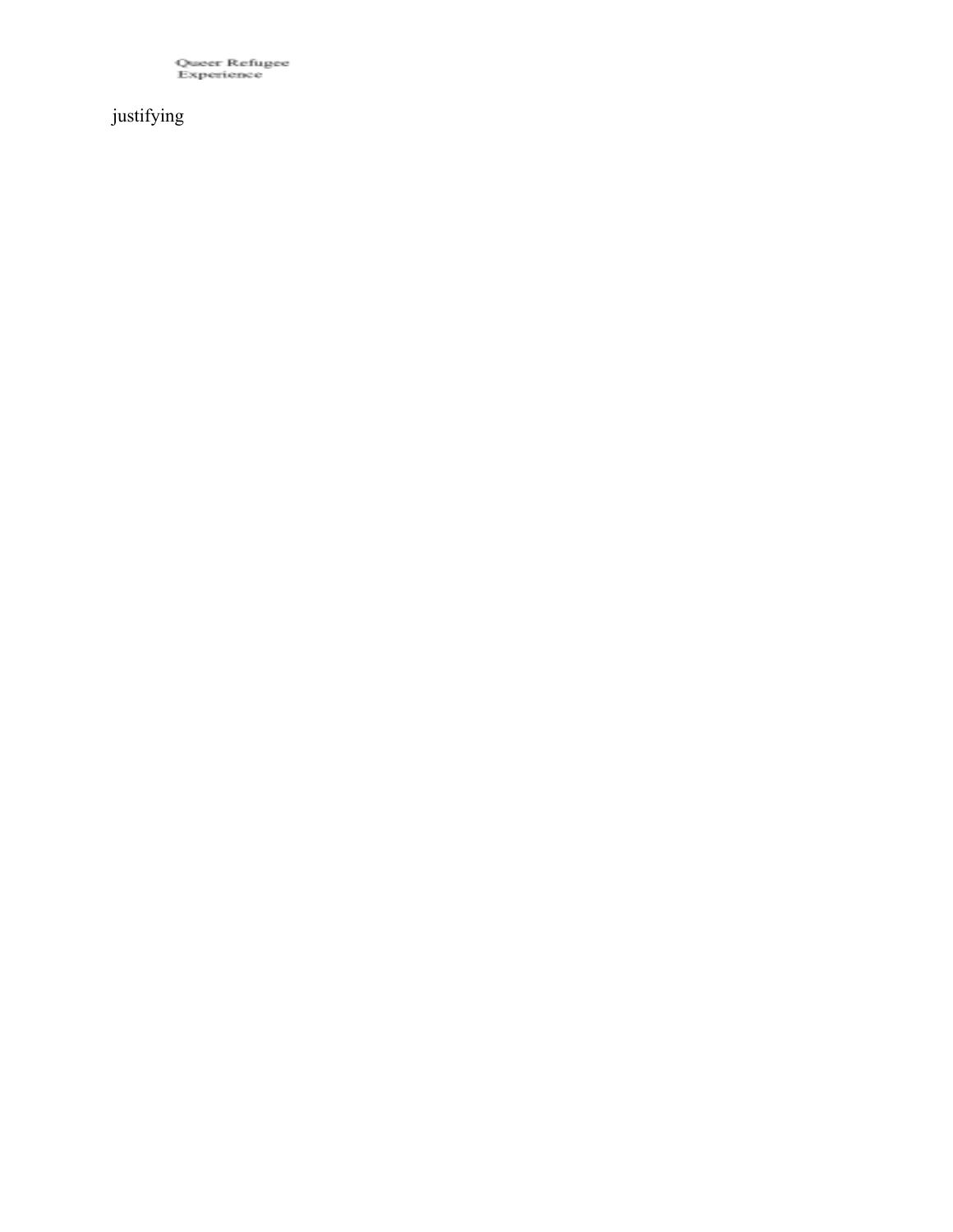justifying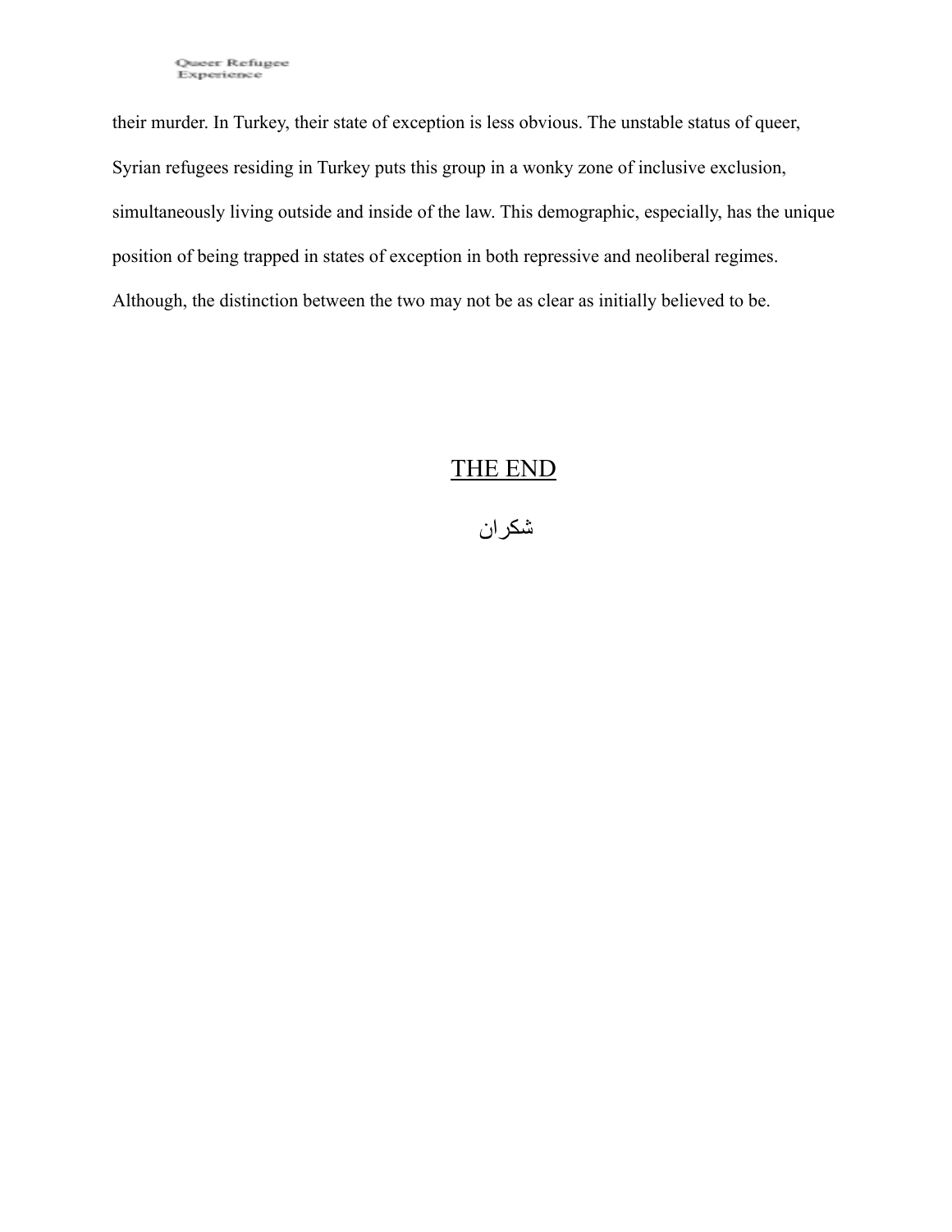their murder. In Turkey, their state of exception is less obvious. The unstable status of queer, Syrian refugees residing in Turkey puts this group in a wonky zone of inclusive exclusion, simultaneously living outside and inside of the law. This demographic, especially, has the unique position of being trapped in states of exception in both repressive and neoliberal regimes. Although, the distinction between the two may not be as clear as initially believed to be.

<u>THE END</u>

شكران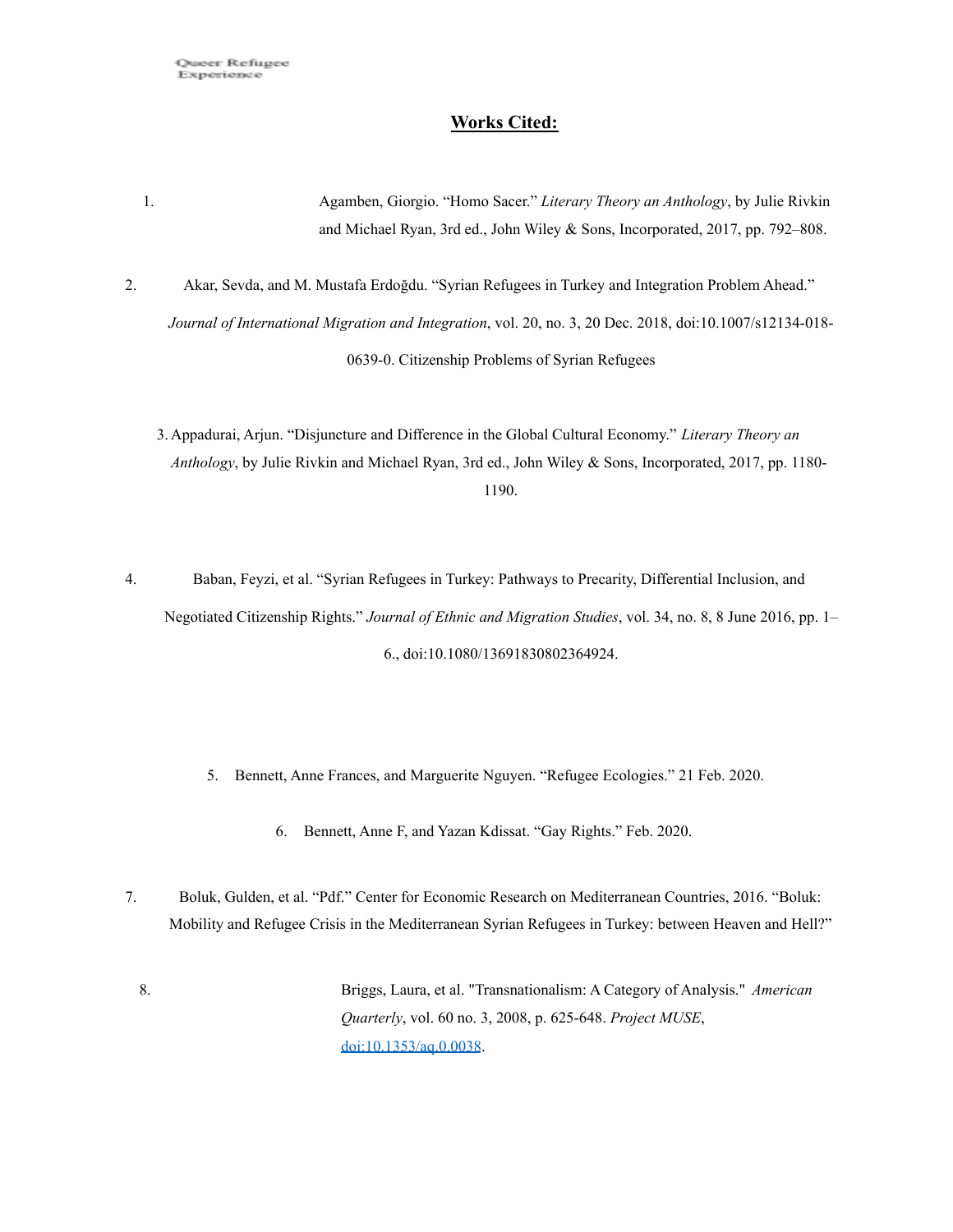## Works Cited:

1. Agamben, Giorgio. “Homo Sacer.” *Literary Theory an Anthology*, by Julie Rivkin and Michael Ryan, 3rd ed., John Wiley & Sons, Incorporated, 2017, pp. 792–808.

2. Akar, Sevda, and M. Mustafa Erdoğdu. “Syrian Refugees in Turkey and Integration Problem Ahead.” *Journal of International Migration and Integration*, vol. 20, no. 3, 20 Dec. 2018, doi:10.1007/s12134-018-0639-0. Citizenship Problems of Syrian Refugees

3. Appadurai, Arjun. “Disjuncture and Difference in the Global Cultural Economy.” *Literary Theory an Anthology*, by Julie Rivkin and Michael Ryan, 3rd ed., John Wiley & Sons, Incorporated, 2017, pp. 1180-1190.

4. Baban, Feyzi, et al. “Syrian Refugees in Turkey: Pathways to Precarity, Differential Inclusion, and Negotiated Citizenship Rights.” *Journal of Ethnic and Migration Studies*, vol. 34, no. 8, 8 June 2016, pp. 1–6., doi:10.1080/13691830802364924.

5. Bennett, Anne Frances, and Marguerite Nguyen. “Refugee Ecologies.” 21 Feb. 2020.

6. Bennett, Anne F, and Yazan Kdissat. “Gay Rights.” Feb. 2020.

7. Boluk, Gulden, et al. “Pdf.” Center for Economic Research on Mediterranean Countries, 2016. “Boluk: Mobility and Refugee Crisis in the Mediterranean Syrian Refugees in Turkey: between Heaven and Hell?”

8. Briggs, Laura, et al. "Transnationalism: A Category of Analysis." *American Quarterly*, vol. 60 no. 3, 2008, p. 625-648. *Project MUSE*, doi:10.1353/aq.0.0038.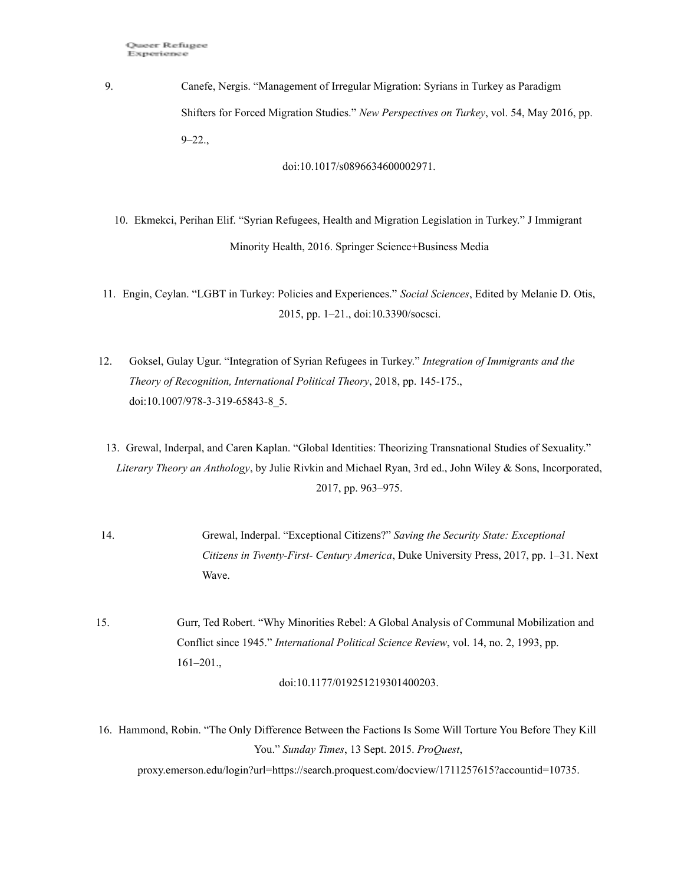9. Canefe, Nergis. "Management of Irregular Migration: Syrians in Turkey as Paradigm Shifters for Forced Migration Studies." *New Perspectives on Turkey*, vol. 54, May 2016, pp. 9–22., doi:10.1017/s0896634600002971.

10. Ekmekci, Perihan Elif. "Syrian Refugees, Health and Migration Legislation in Turkey." J Immigrant Minority Health, 2016. Springer Science+Business Media

11. Engin, Ceylan. "LGBT in Turkey: Policies and Experiences." *Social Sciences*, Edited by Melanie D. Otis, 2015, pp. 1–21., doi:10.3390/socsci.

12. Goksel, Gulay Ugur. "Integration of Syrian Refugees in Turkey." *Integration of Immigrants and the Theory of Recognition, International Political Theory*, 2018, pp. 145-175., doi:10.1007/978-3-319-65843-8_5.

13. Grewal, Inderpal, and Caren Kaplan. "Global Identities: Theorizing Transnational Studies of Sexuality." *Literary Theory an Anthology*, by Julie Rivkin and Michael Ryan, 3rd ed., John Wiley & Sons, Incorporated, 2017, pp. 963–975.

14. Grewal, Inderpal. "Exceptional Citizens?" *Saving the Security State: Exceptional Citizens in Twenty-First- Century America*, Duke University Press, 2017, pp. 1–31. Next Wave.

15. Gurr, Ted Robert. "Why Minorities Rebel: A Global Analysis of Communal Mobilization and Conflict since 1945." *International Political Science Review*, vol. 14, no. 2, 1993, pp. 161–201., doi:10.1177/019251219301400203.

16. Hammond, Robin. "The Only Difference Between the Factions Is Some Will Torture You Before They Kill You." *Sunday Times*, 13 Sept. 2015. *ProQuest*, proxy.emerson.edu/login?url=https://search.proquest.com/docview/1711257615?accountid=10735.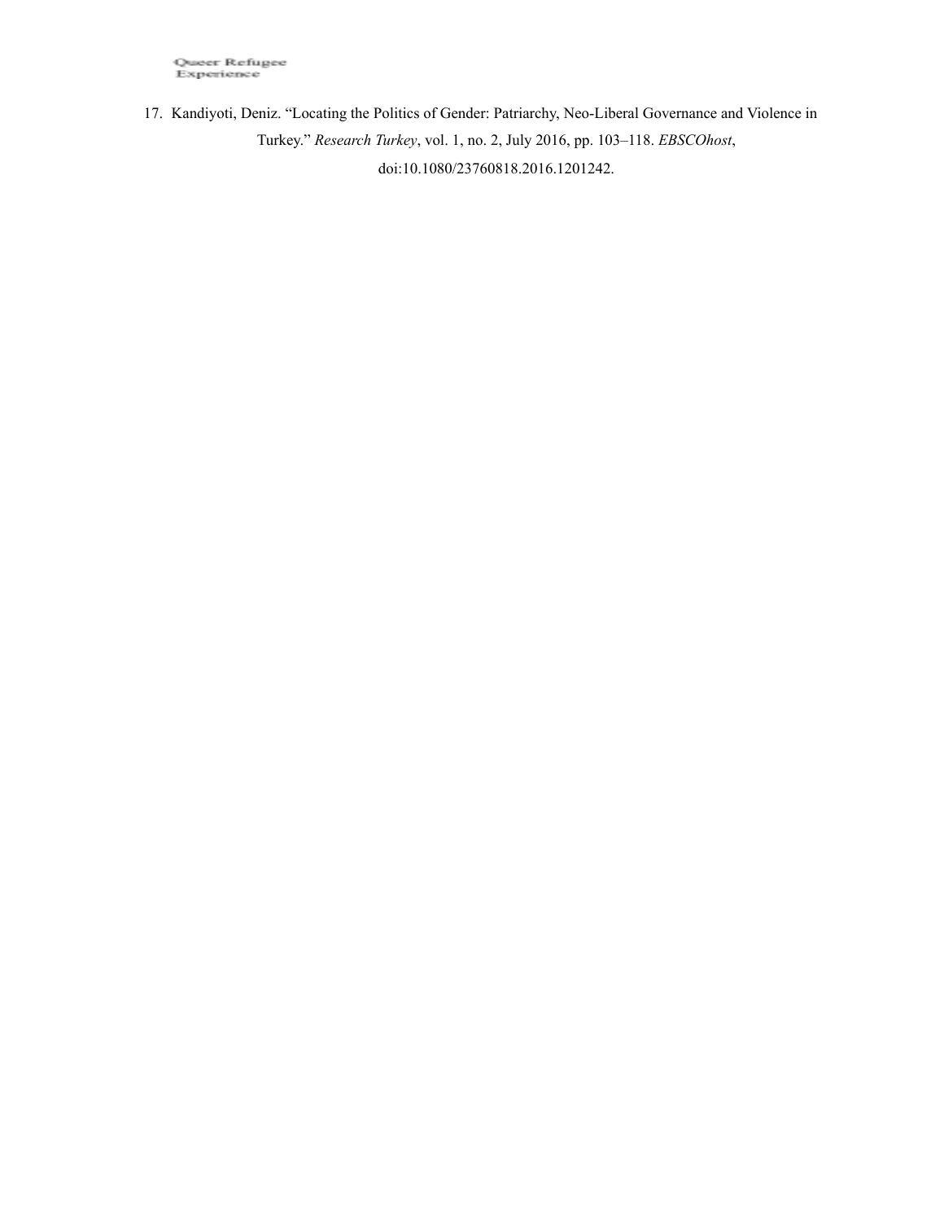17. Kandiyoti, Deniz. “Locating the Politics of Gender: Patriarchy, Neo-Liberal Governance and Violence in Turkey.” *Research Turkey*, vol. 1, no. 2, July 2016, pp. 103–118. *EBSCOhost*, doi:10.1080/23760818.2016.1201242.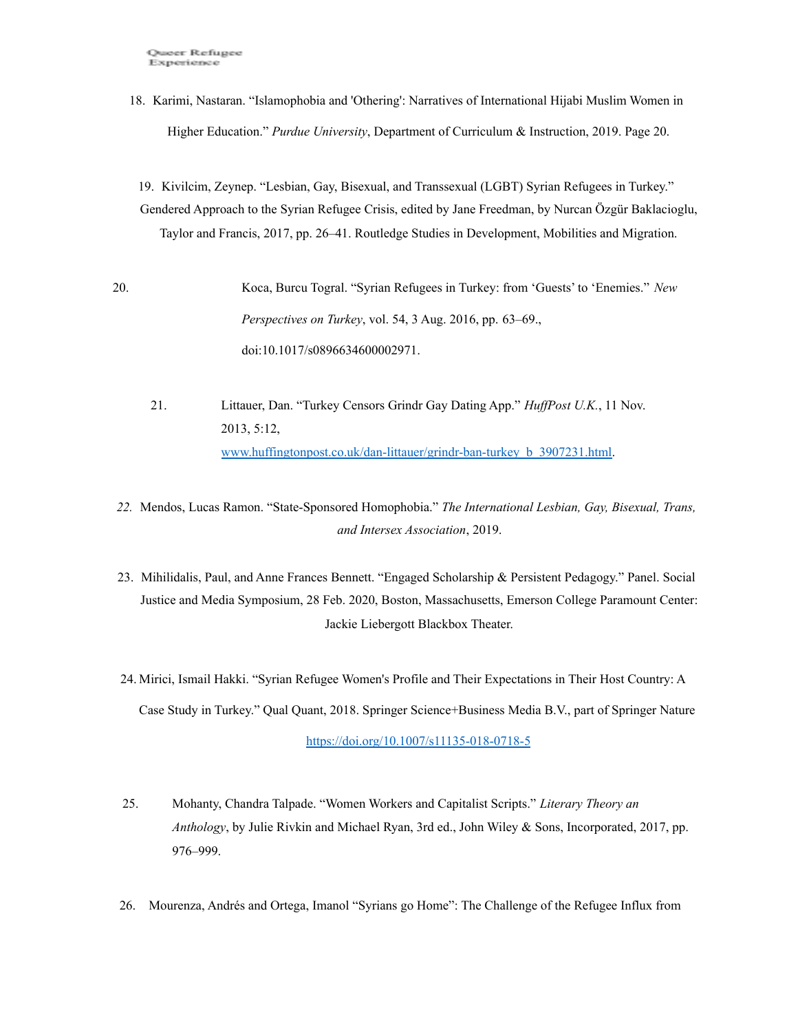18. Karimi, Nastaran. “Islamophobia and 'Othering': Narratives of International Hijabi Muslim Women in Higher Education.” *Purdue University*, Department of Curriculum & Instruction, 2019. Page 20.

19. Kivilcim, Zeynep. “Lesbian, Gay, Bisexual, and Transsexual (LGBT) Syrian Refugees in Turkey.” Gendered Approach to the Syrian Refugee Crisis, edited by Jane Freedman, by Nurcan Özgür Baklacioglu, Taylor and Francis, 2017, pp. 26–41. Routledge Studies in Development, Mobilities and Migration.

20. Koca, Burcu Togral. “Syrian Refugees in Turkey: from ‘Guests’ to ‘Enemies.” *New Perspectives on Turkey*, vol. 54, 3 Aug. 2016, pp. 63–69., doi:10.1017/s0896634600002971.

21. Littauer, Dan. “Turkey Censors Grindr Gay Dating App.” *HuffPost U.K.*, 11 Nov. 2013, 5:12, www.huffingtonpost.co.uk/dan-littauer/grindr-ban-turkey_b_3907231.html.

22. Mendos, Lucas Ramon. “State-Sponsored Homophobia.” *The International Lesbian, Gay, Bisexual, Trans, and Intersex Association*, 2019.

23. Mihilidalis, Paul, and Anne Frances Bennett. “Engaged Scholarship & Persistent Pedagogy.” Panel. Social Justice and Media Symposium, 28 Feb. 2020, Boston, Massachusetts, Emerson College Paramount Center: Jackie Liebergott Blackbox Theater.

24. Mirici, Ismail Hakki. “Syrian Refugee Women's Profile and Their Expectations in Their Host Country: A Case Study in Turkey.” Qual Quant, 2018. Springer Science+Business Media B.V., part of Springer Nature https://doi.org/10.1007/s11135-018-0718-5

25. Mohanty, Chandra Talpade. “Women Workers and Capitalist Scripts.” *Literary Theory an Anthology*, by Julie Rivkin and Michael Ryan, 3rd ed., John Wiley & Sons, Incorporated, 2017, pp. 976–999.

26. Mourenza, Andrés and Ortega, Imanol “Syrians go Home”: The Challenge of the Refugee Influx from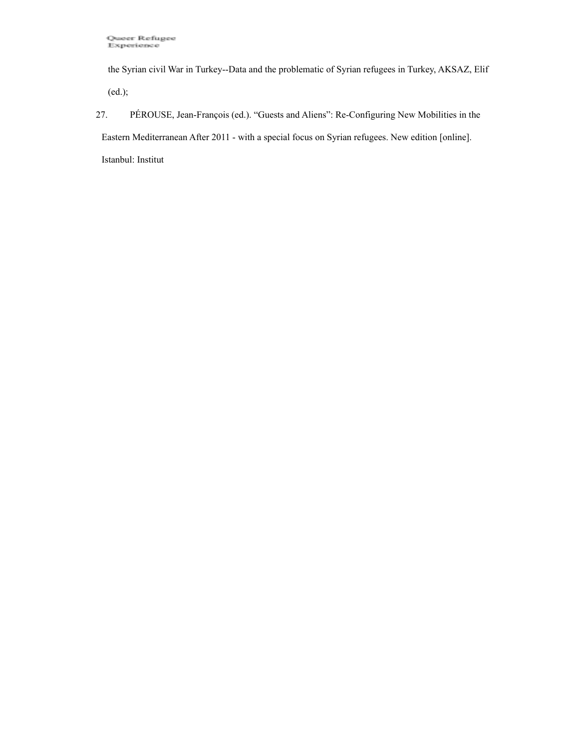the Syrian civil War in Turkey--Data and the problematic of Syrian refugees in Turkey, AKSAZ, Elif (ed.);

27. PÉROUSE, Jean-François (ed.). “Guests and Aliens”: Re-Configuring New Mobilities in the Eastern Mediterranean After 2011 - with a special focus on Syrian refugees. New edition [online]. Istanbul: Institut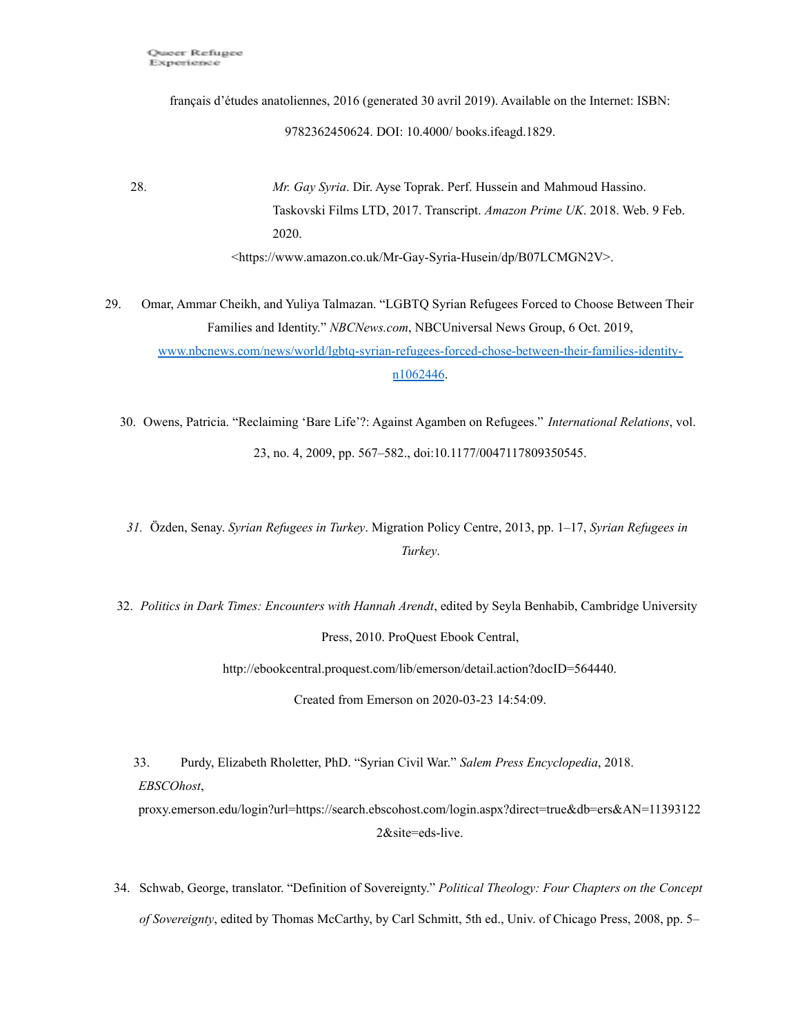français d'études anatoliennes, 2016 (generated 30 avril 2019). Available on the Internet: ISBN: 9782362450624. DOI: 10.4000/ books.ifeagd.1829.

28. *Mr. Gay Syria*. Dir. Ayse Toprak. Perf. Hussein and Mahmoud Hassino. Taskovski Films LTD, 2017. Transcript. *Amazon Prime UK*. 2018. Web. 9 Feb. 2020. <https://www.amazon.co.uk/Mr-Gay-Syria-Husein/dp/B07LCMGN2V>.

29. Omar, Ammar Cheikh, and Yuliya Talmazan. "LGBTQ Syrian Refugees Forced to Choose Between Their Families and Identity." *NBCNews.com*, NBCUniversal News Group, 6 Oct. 2019, [www.nbcnews.com/news/world/lgbtq-syrian-refugees-forced-chose-between-their-families-identity-n1062446](www.nbcnews.com/news/world/lgbtq-syrian-refugees-forced-chose-between-their-families-identity-n1062446).

30. Owens, Patricia. "Reclaiming 'Bare Life'?: Against Agamben on Refugees." *International Relations*, vol. 23, no. 4, 2009, pp. 567–582., doi:10.1177/0047117809350545.

31. Özden, Senay. *Syrian Refugees in Turkey*. Migration Policy Centre, 2013, pp. 1–17, *Syrian Refugees in Turkey*.

32. *Politics in Dark Times: Encounters with Hannah Arendt*, edited by Seyla Benhabib, Cambridge University Press, 2010. ProQuest Ebook Central, http://ebookcentral.proquest.com/lib/emerson/detail.action?docID=564440. Created from Emerson on 2020-03-23 14:54:09.

33. Purdy, Elizabeth Rholetter, PhD. "Syrian Civil War." *Salem Press Encyclopedia*, 2018. *EBSCOhost*, proxy.emerson.edu/login?url=https://search.ebscohost.com/login.aspx?direct=true&db=ers&AN=113931222&site=eds-live.

34. Schwab, George, translator. "Definition of Sovereignty." *Political Theology: Four Chapters on the Concept of Sovereignty*, edited by Thomas McCarthy, by Carl Schmitt, 5th ed., Univ. of Chicago Press, 2008, pp. 5–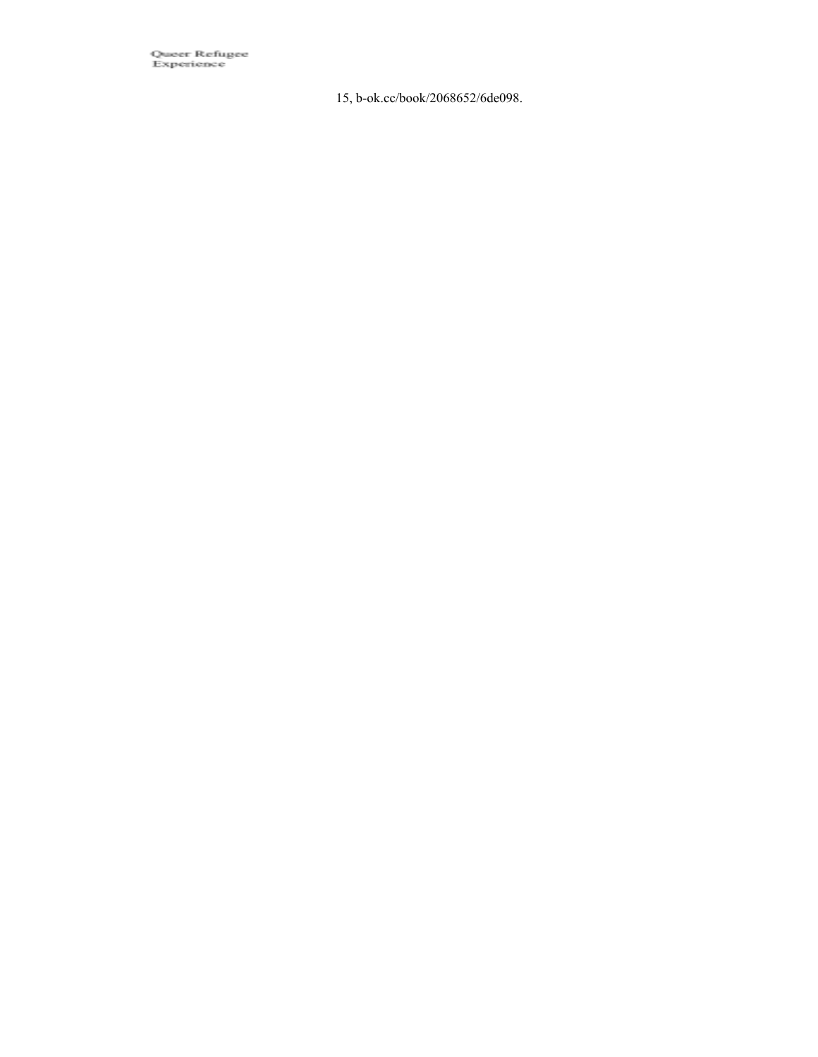15, b-ok.cc/book/2068652/6de098.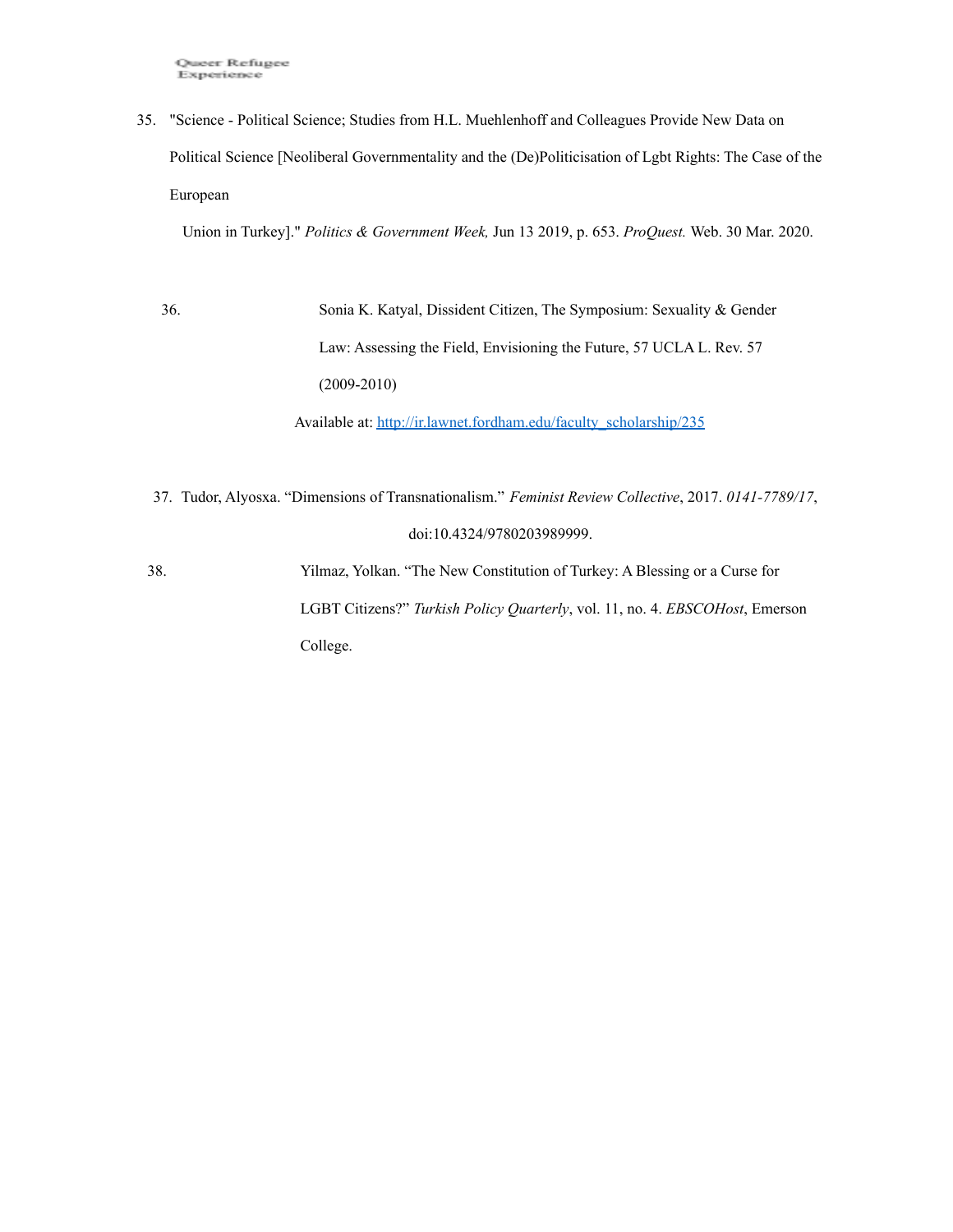35. "Science - Political Science; Studies from H.L. Muehlenhoff and Colleagues Provide New Data on Political Science [Neoliberal Governmentality and the (De)Politicisation of Lgbt Rights: The Case of the European Union in Turkey]." *Politics & Government Week,* Jun 13 2019, p. 653. *ProQuest.* Web. 30 Mar. 2020.

36. Sonia K. Katyal, Dissident Citizen, The Symposium: Sexuality & Gender Law: Assessing the Field, Envisioning the Future, 57 UCLA L. Rev. 57 (2009-2010)

    Available at: [http://ir.lawnet.fordham.edu/faculty_scholarship/235](http://ir.lawnet.fordham.edu/faculty_scholarship/235)

37. Tudor, Alyosxa. "Dimensions of Transnationalism." *Feminist Review Collective*, 2017. *0141-7789/17*, doi:10.4324/9780203989999.

38. Yilmaz, Yolkan. "The New Constitution of Turkey: A Blessing or a Curse for LGBT Citizens?" *Turkish Policy Quarterly*, vol. 11, no. 4. *EBSCOHost*, Emerson College.